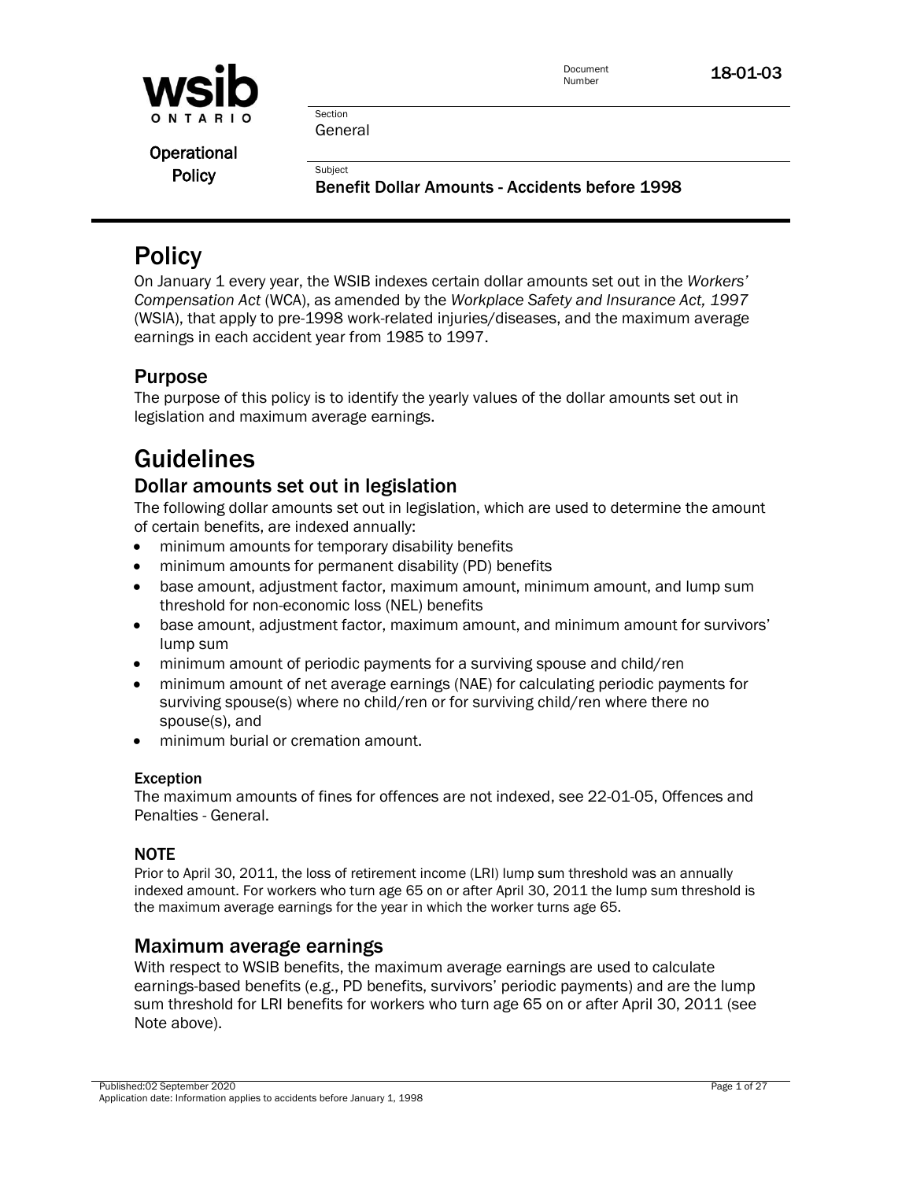**Operational Policy**

Document Number: 18-01-03

Section: General

Subject: **Benefit Dollar Amounts - Accidents before 1998**

# Policy

On January 1 every year, the WSIB indexes certain dollar amounts set out in the *Workers' Compensation Act* (WCA), as amended by the *Workplace Safety and Insurance Act, 1997* (WSIA), that apply to pre-1998 work-related injuries/diseases, and the maximum average earnings in each accident year from 1985 to 1997.

## Purpose

The purpose of this policy is to identify the yearly values of the dollar amounts set out in legislation and maximum average earnings.

# Guidelines

## Dollar amounts set out in legislation

The following dollar amounts set out in legislation, which are used to determine the amount of certain benefits, are indexed annually:

- minimum amounts for temporary disability benefits
- minimum amounts for permanent disability (PD) benefits
- base amount, adjustment factor, maximum amount, minimum amount, and lump sum threshold for non-economic loss (NEL) benefits
- base amount, adjustment factor, maximum amount, and minimum amount for survivors' lump sum
- minimum amount of periodic payments for a surviving spouse and child/ren
- minimum amount of net average earnings (NAE) for calculating periodic payments for surviving spouse(s) where no child/ren or for surviving child/ren where there no spouse(s), and
- minimum burial or cremation amount.

#### Exception

The maximum amounts of fines for offences are not indexed, see 22-01-05, Offences and Penalties - General.

#### NOTE

Prior to April 30, 2011, the loss of retirement income (LRI) lump sum threshold was an annually indexed amount. For workers who turn age 65 on or after April 30, 2011 the lump sum threshold is the maximum average earnings for the year in which the worker turns age 65.

## Maximum average earnings

With respect to WSIB benefits, the maximum average earnings are used to calculate earnings-based benefits (e.g., PD benefits, survivors' periodic payments) and are the lump sum threshold for LRI benefits for workers who turn age 65 on or after April 30, 2011 (see Note above).

Published: 02 September 2020

Application date: Information applies to accidents before January 1, 1998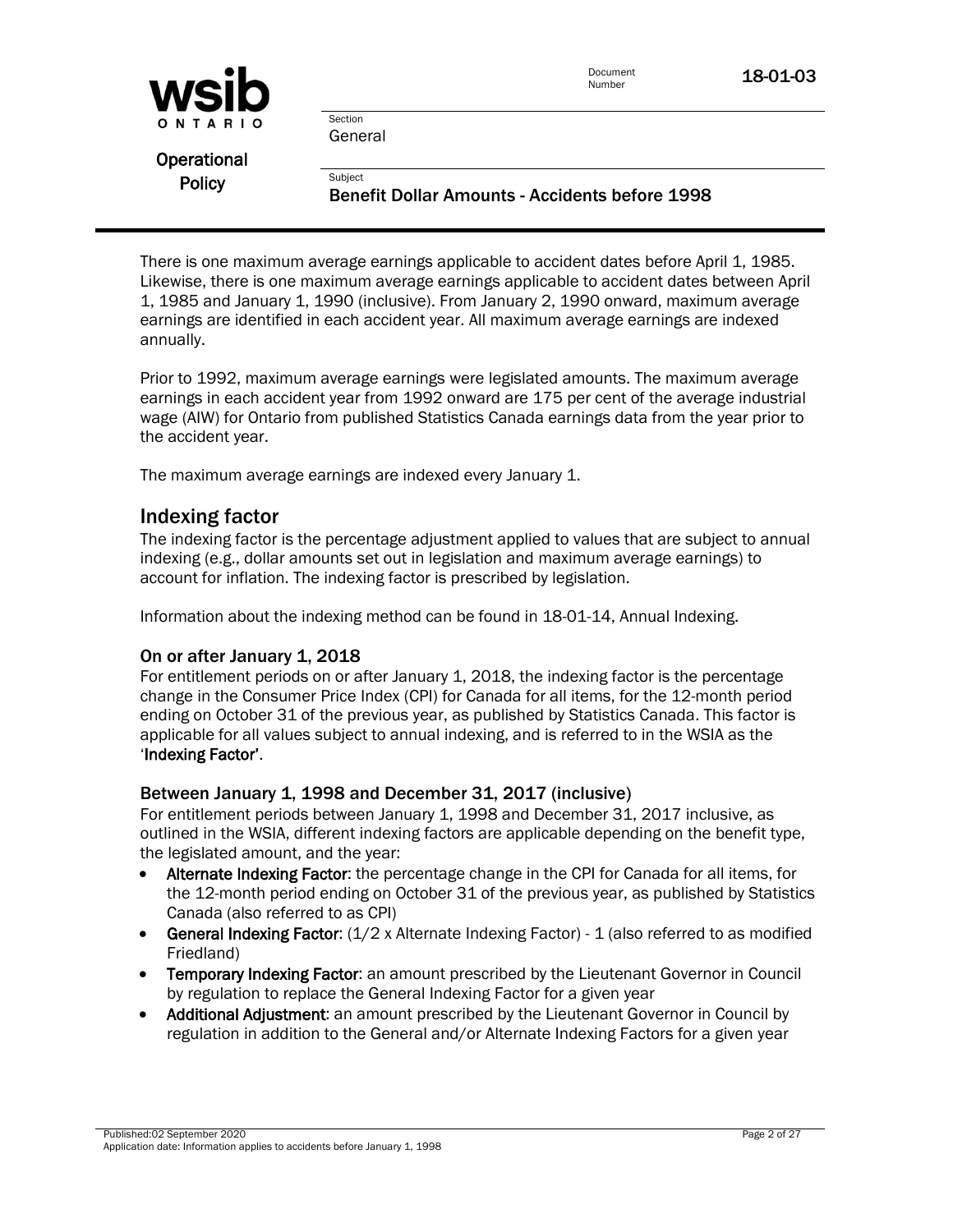There is one maximum average earnings applicable to accident dates before April 1, 1985. Likewise, there is one maximum average earnings applicable to accident dates between April 1, 1985 and January 1, 1990 (inclusive). From January 2, 1990 onward, maximum average earnings are identified in each accident year. All maximum average earnings are indexed annually.

Prior to 1992, maximum average earnings were legislated amounts. The maximum average earnings in each accident year from 1992 onward are 175 per cent of the average industrial wage (AIW) for Ontario from published Statistics Canada earnings data from the year prior to the accident year.

The maximum average earnings are indexed every January 1.

## Indexing factor

The indexing factor is the percentage adjustment applied to values that are subject to annual indexing (e.g., dollar amounts set out in legislation and maximum average earnings) to account for inflation. The indexing factor is prescribed by legislation.

Information about the indexing method can be found in 18-01-14, Annual Indexing.

### On or after January 1, 2018

For entitlement periods on or after January 1, 2018, the indexing factor is the percentage change in the Consumer Price Index (CPI) for Canada for all items, for the 12-month period ending on October 31 of the previous year, as published by Statistics Canada. This factor is applicable for all values subject to annual indexing, and is referred to in the WSIA as the '**Indexing Factor**'.

### Between January 1, 1998 and December 31, 2017 (inclusive)

For entitlement periods between January 1, 1998 and December 31, 2017 inclusive, as outlined in the WSIA, different indexing factors are applicable depending on the benefit type, the legislated amount, and the year:

- **Alternate Indexing Factor**: the percentage change in the CPI for Canada for all items, for the 12-month period ending on October 31 of the previous year, as published by Statistics Canada (also referred to as CPI)
- **General Indexing Factor**: (1/2 x Alternate Indexing Factor) - 1 (also referred to as modified Friedland)
- **Temporary Indexing Factor**: an amount prescribed by the Lieutenant Governor in Council by regulation to replace the General Indexing Factor for a given year
- **Additional Adjustment**: an amount prescribed by the Lieutenant Governor in Council by regulation in addition to the General and/or Alternate Indexing Factors for a given year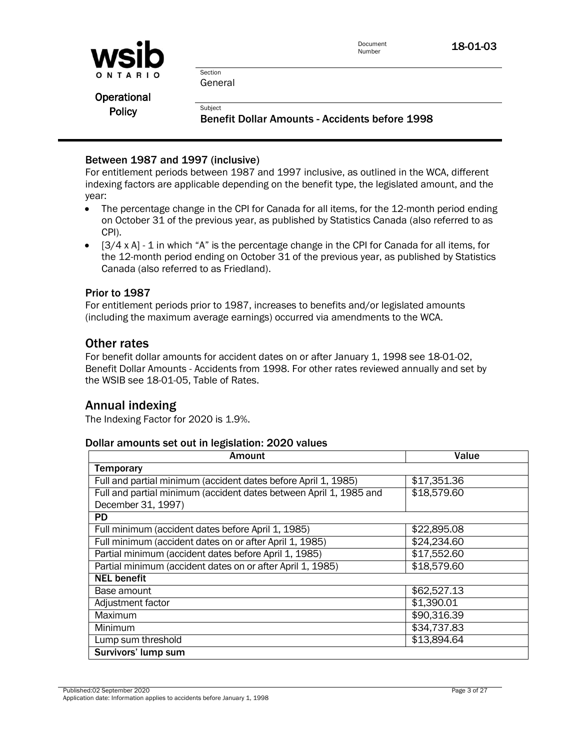### Between 1987 and 1997 (inclusive)

For entitlement periods between 1987 and 1997 inclusive, as outlined in the WCA, different indexing factors are applicable depending on the benefit type, the legislated amount, and the year:

- The percentage change in the CPI for Canada for all items, for the 12-month period ending on October 31 of the previous year, as published by Statistics Canada (also referred to as CPI).
- [3/4 x A] - 1 in which "A" is the percentage change in the CPI for Canada for all items, for the 12-month period ending on October 31 of the previous year, as published by Statistics Canada (also referred to as Friedland).

### Prior to 1987

For entitlement periods prior to 1987, increases to benefits and/or legislated amounts (including the maximum average earnings) occurred via amendments to the WCA.

## Other rates

For benefit dollar amounts for accident dates on or after January 1, 1998 see 18-01-02, Benefit Dollar Amounts - Accidents from 1998. For other rates reviewed annually and set by the WSIB see 18-01-05, Table of Rates.

## Annual indexing

The Indexing Factor for 2020 is 1.9%.

### Dollar amounts set out in legislation: 2020 values

| Amount | Value |
|---|---|
| **Temporary** | |
| Full and partial minimum (accident dates before April 1, 1985) | $17,351.36 |
| Full and partial minimum (accident dates between April 1, 1985 and December 31, 1997) | $18,579.60 |
| **PD** | |
| Full minimum (accident dates before April 1, 1985) | $22,895.08 |
| Full minimum (accident dates on or after April 1, 1985) | $24,234.60 |
| Partial minimum (accident dates before April 1, 1985) | $17,552.60 |
| Partial minimum (accident dates on or after April 1, 1985) | $18,579.60 |
| **NEL benefit** | |
| Base amount | $62,527.13 |
| Adjustment factor | $1,390.01 |
| Maximum | $90,316.39 |
| Minimum | $34,737.83 |
| Lump sum threshold | $13,894.64 |
| **Survivors' lump sum** | |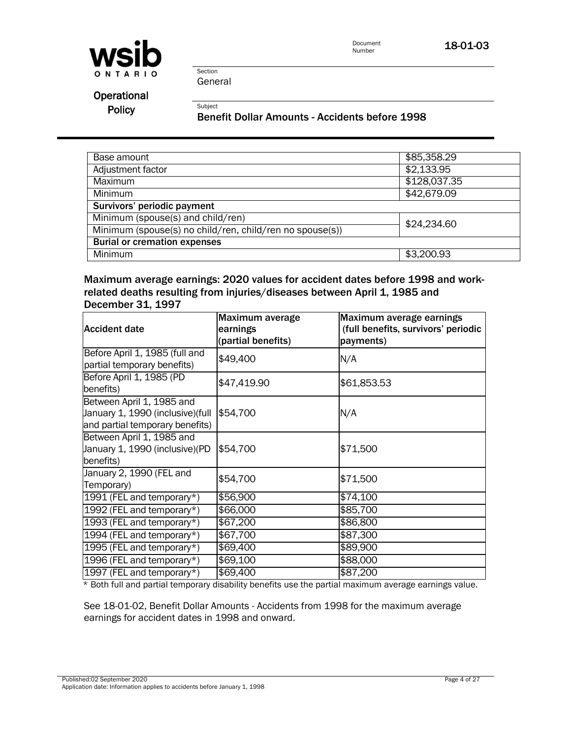| Base amount | $85,358.29 |
| --- | --- |
| Adjustment factor | $2,133.95 |
| Maximum | $128,037.35 |
| Minimum | $42,679.09 |
| **Survivors' periodic payment** | |
| Minimum (spouse(s) and child/ren) | $24,234.60 |
| Minimum (spouse(s) no child/ren, child/ren no spouse(s)) | |
| **Burial or cremation expenses** | |
| Minimum | $3,200.93 |

### Maximum average earnings: 2020 values for accident dates before 1998 and work-related deaths resulting from injuries/diseases between April 1, 1985 and December 31, 1997

| Accident date | Maximum average earnings (partial benefits) | Maximum average earnings (full benefits, survivors' periodic payments) |
| --- | --- | --- |
| Before April 1, 1985 (full and partial temporary benefits) | $49,400 | N/A |
| Before April 1, 1985 (PD benefits) | $47,419.90 | $61,853.53 |
| Between April 1, 1985 and January 1, 1990 (inclusive)(full and partial temporary benefits) | $54,700 | N/A |
| Between April 1, 1985 and January 1, 1990 (inclusive)(PD benefits) | $54,700 | $71,500 |
| January 2, 1990 (FEL and Temporary) | $54,700 | $71,500 |
| 1991 (FEL and temporary*) | $56,900 | $74,100 |
| 1992 (FEL and temporary*) | $66,000 | $85,700 |
| 1993 (FEL and temporary*) | $67,200 | $86,800 |
| 1994 (FEL and temporary*) | $67,700 | $87,300 |
| 1995 (FEL and temporary*) | $69,400 | $89,900 |
| 1996 (FEL and temporary*) | $69,100 | $88,000 |
| 1997 (FEL and temporary*) | $69,400 | $87,200 |

* Both full and partial temporary disability benefits use the partial maximum average earnings value.

See 18-01-02, Benefit Dollar Amounts - Accidents from 1998 for the maximum average earnings for accident dates in 1998 and onward.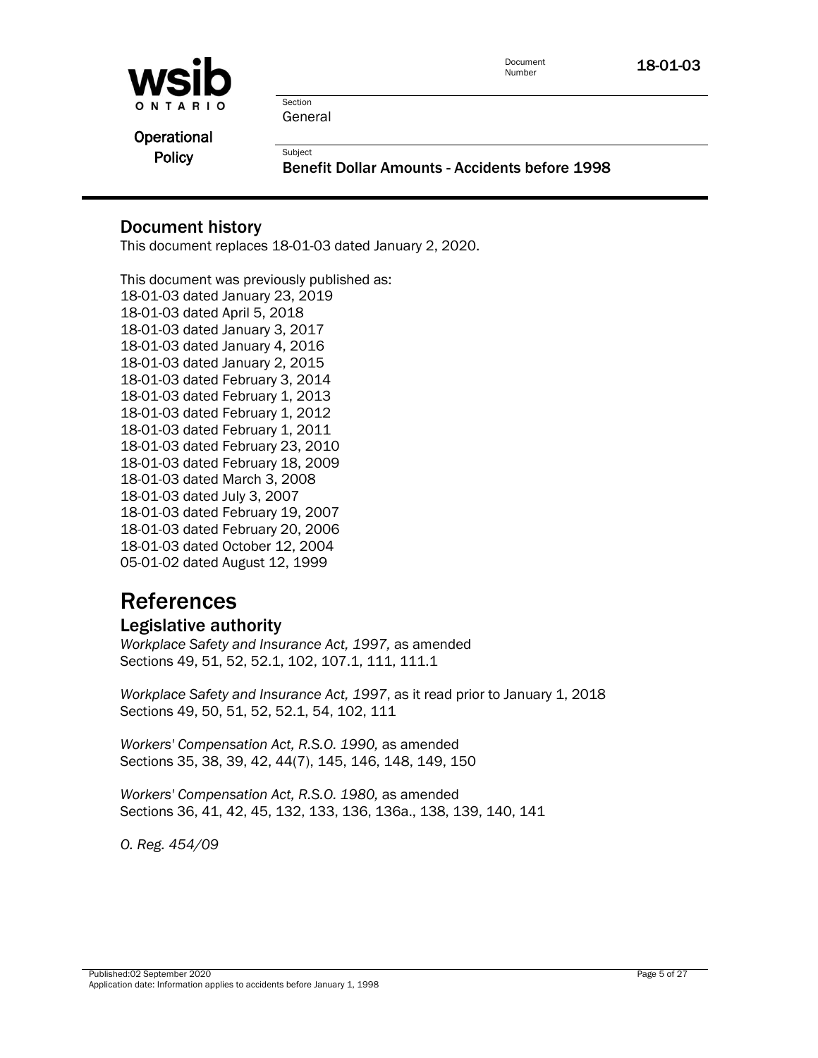## Document history

This document replaces 18-01-03 dated January 2, 2020.

This document was previously published as:
18-01-03 dated January 23, 2019
18-01-03 dated April 5, 2018
18-01-03 dated January 3, 2017
18-01-03 dated January 4, 2016
18-01-03 dated January 2, 2015
18-01-03 dated February 3, 2014
18-01-03 dated February 1, 2013
18-01-03 dated February 1, 2012
18-01-03 dated February 1, 2011
18-01-03 dated February 23, 2010
18-01-03 dated February 18, 2009
18-01-03 dated March 3, 2008
18-01-03 dated July 3, 2007
18-01-03 dated February 19, 2007
18-01-03 dated February 20, 2006
18-01-03 dated October 12, 2004
05-01-02 dated August 12, 1999

# References

## Legislative authority

*Workplace Safety and Insurance Act, 1997,* as amended
Sections 49, 51, 52, 52.1, 102, 107.1, 111, 111.1

*Workplace Safety and Insurance Act, 1997*, as it read prior to January 1, 2018
Sections 49, 50, 51, 52, 52.1, 54, 102, 111

*Workers' Compensation Act, R.S.O. 1990,* as amended
Sections 35, 38, 39, 42, 44(7), 145, 146, 148, 149, 150

*Workers' Compensation Act, R.S.O. 1980,* as amended
Sections 36, 41, 42, 45, 132, 133, 136, 136a., 138, 139, 140, 141

*O. Reg. 454/09*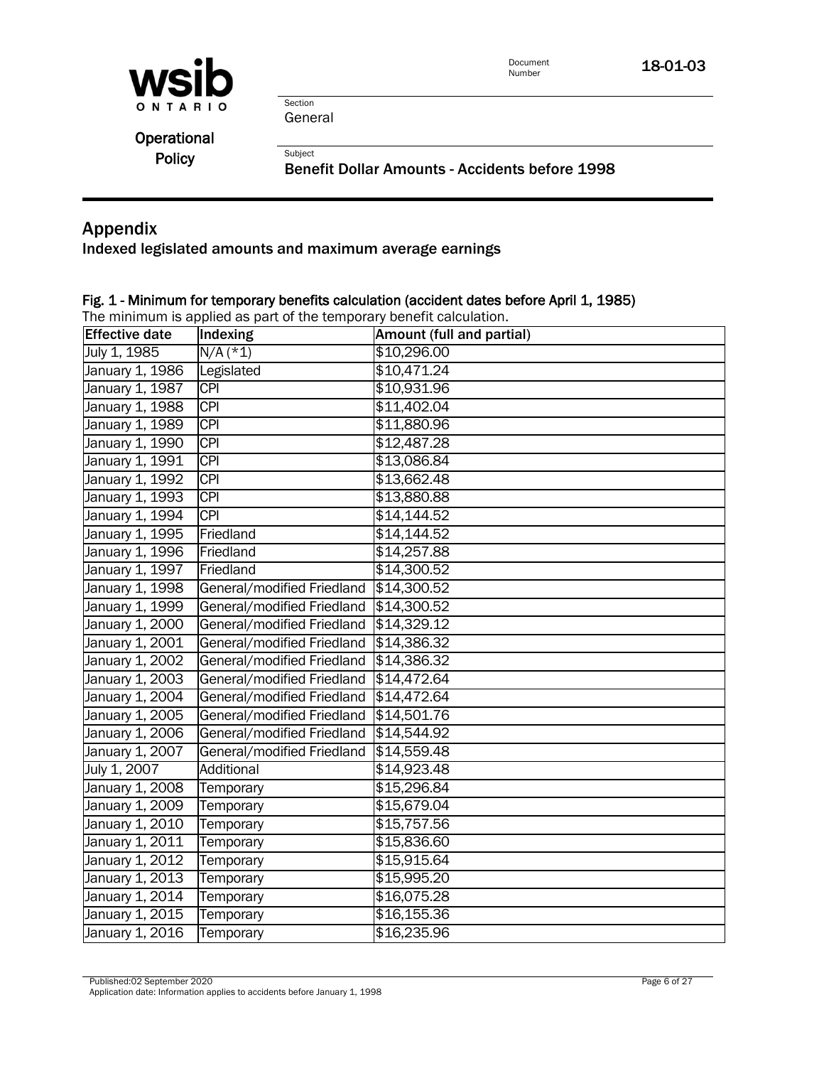## Appendix

### Indexed legislated amounts and maximum average earnings

**Fig. 1 - Minimum for temporary benefits calculation (accident dates before April 1, 1985)**

The minimum is applied as part of the temporary benefit calculation.

| Effective date | Indexing | Amount (full and partial) |
|---|---|---|
| July 1, 1985 | N/A (*1) | $10,296.00 |
| January 1, 1986 | Legislated | $10,471.24 |
| January 1, 1987 | CPI | $10,931.96 |
| January 1, 1988 | CPI | $11,402.04 |
| January 1, 1989 | CPI | $11,880.96 |
| January 1, 1990 | CPI | $12,487.28 |
| January 1, 1991 | CPI | $13,086.84 |
| January 1, 1992 | CPI | $13,662.48 |
| January 1, 1993 | CPI | $13,880.88 |
| January 1, 1994 | CPI | $14,144.52 |
| January 1, 1995 | Friedland | $14,144.52 |
| January 1, 1996 | Friedland | $14,257.88 |
| January 1, 1997 | Friedland | $14,300.52 |
| January 1, 1998 | General/modified Friedland | $14,300.52 |
| January 1, 1999 | General/modified Friedland | $14,300.52 |
| January 1, 2000 | General/modified Friedland | $14,329.12 |
| January 1, 2001 | General/modified Friedland | $14,386.32 |
| January 1, 2002 | General/modified Friedland | $14,386.32 |
| January 1, 2003 | General/modified Friedland | $14,472.64 |
| January 1, 2004 | General/modified Friedland | $14,472.64 |
| January 1, 2005 | General/modified Friedland | $14,501.76 |
| January 1, 2006 | General/modified Friedland | $14,544.92 |
| January 1, 2007 | General/modified Friedland | $14,559.48 |
| July 1, 2007 | Additional | $14,923.48 |
| January 1, 2008 | Temporary | $15,296.84 |
| January 1, 2009 | Temporary | $15,679.04 |
| January 1, 2010 | Temporary | $15,757.56 |
| January 1, 2011 | Temporary | $15,836.60 |
| January 1, 2012 | Temporary | $15,915.64 |
| January 1, 2013 | Temporary | $15,995.20 |
| January 1, 2014 | Temporary | $16,075.28 |
| January 1, 2015 | Temporary | $16,155.36 |
| January 1, 2016 | Temporary | $16,235.96 |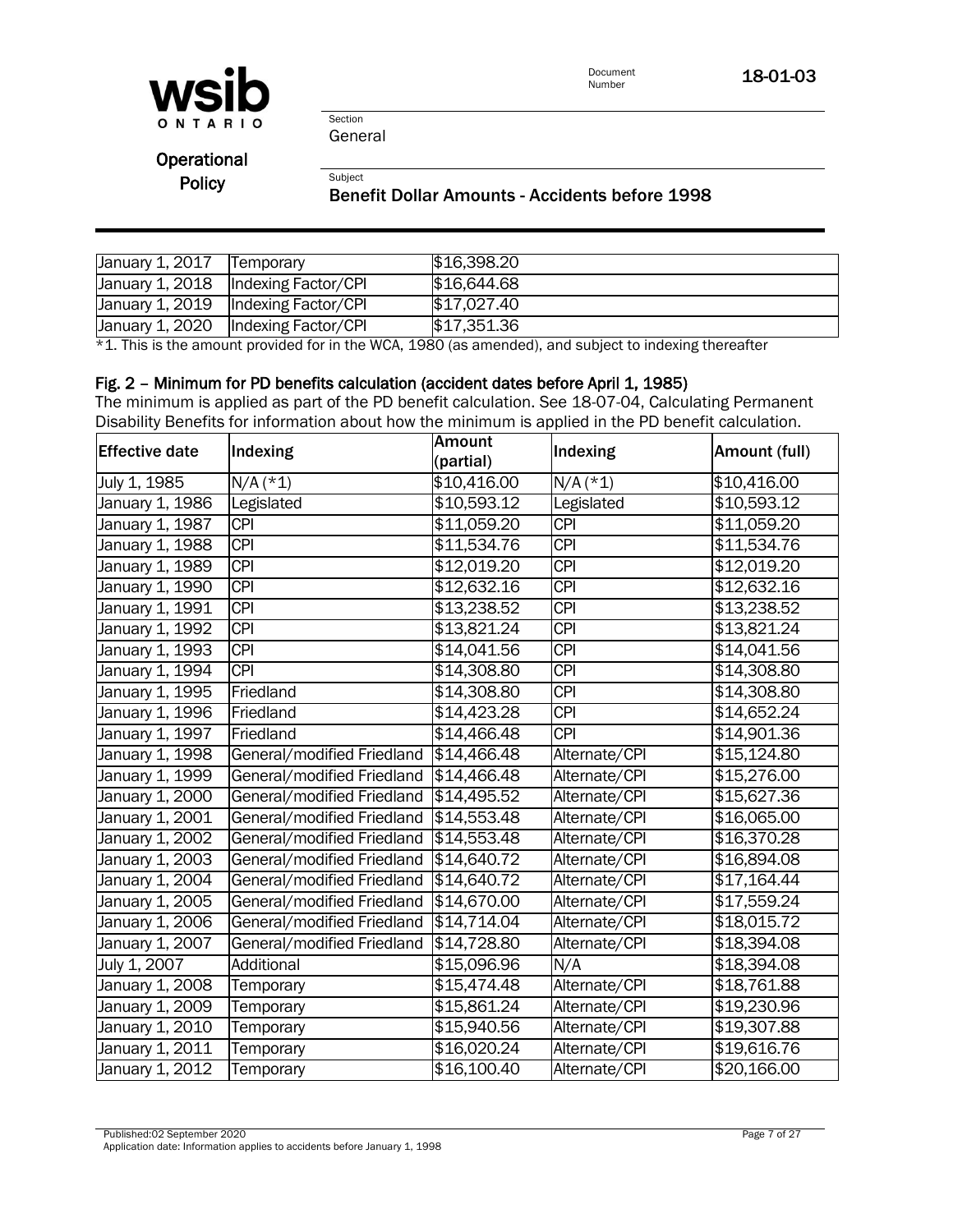| January 1, 2017 | Temporary | $16,398.20 |
|---|---|---|
| January 1, 2018 | Indexing Factor/CPI | $16,644.68 |
| January 1, 2019 | Indexing Factor/CPI | $17,027.40 |
| January 1, 2020 | Indexing Factor/CPI | $17,351.36 |

*1. This is the amount provided for in the WCA, 1980 (as amended), and subject to indexing thereafter

#### Fig. 2 – Minimum for PD benefits calculation (accident dates before April 1, 1985)

The minimum is applied as part of the PD benefit calculation. See 18-07-04, Calculating Permanent Disability Benefits for information about how the minimum is applied in the PD benefit calculation.

| Effective date | Indexing | Amount (partial) | Indexing | Amount (full) |
|---|---|---|---|---|
| July 1, 1985 | N/A (*1) | $10,416.00 | N/A (*1) | $10,416.00 |
| January 1, 1986 | Legislated | $10,593.12 | Legislated | $10,593.12 |
| January 1, 1987 | CPI | $11,059.20 | CPI | $11,059.20 |
| January 1, 1988 | CPI | $11,534.76 | CPI | $11,534.76 |
| January 1, 1989 | CPI | $12,019.20 | CPI | $12,019.20 |
| January 1, 1990 | CPI | $12,632.16 | CPI | $12,632.16 |
| January 1, 1991 | CPI | $13,238.52 | CPI | $13,238.52 |
| January 1, 1992 | CPI | $13,821.24 | CPI | $13,821.24 |
| January 1, 1993 | CPI | $14,041.56 | CPI | $14,041.56 |
| January 1, 1994 | CPI | $14,308.80 | CPI | $14,308.80 |
| January 1, 1995 | Friedland | $14,308.80 | CPI | $14,308.80 |
| January 1, 1996 | Friedland | $14,423.28 | CPI | $14,652.24 |
| January 1, 1997 | Friedland | $14,466.48 | CPI | $14,901.36 |
| January 1, 1998 | General/modified Friedland | $14,466.48 | Alternate/CPI | $15,124.80 |
| January 1, 1999 | General/modified Friedland | $14,466.48 | Alternate/CPI | $15,276.00 |
| January 1, 2000 | General/modified Friedland | $14,495.52 | Alternate/CPI | $15,627.36 |
| January 1, 2001 | General/modified Friedland | $14,553.48 | Alternate/CPI | $16,065.00 |
| January 1, 2002 | General/modified Friedland | $14,553.48 | Alternate/CPI | $16,370.28 |
| January 1, 2003 | General/modified Friedland | $14,640.72 | Alternate/CPI | $16,894.08 |
| January 1, 2004 | General/modified Friedland | $14,640.72 | Alternate/CPI | $17,164.44 |
| January 1, 2005 | General/modified Friedland | $14,670.00 | Alternate/CPI | $17,559.24 |
| January 1, 2006 | General/modified Friedland | $14,714.04 | Alternate/CPI | $18,015.72 |
| January 1, 2007 | General/modified Friedland | $14,728.80 | Alternate/CPI | $18,394.08 |
| July 1, 2007 | Additional | $15,096.96 | N/A | $18,394.08 |
| January 1, 2008 | Temporary | $15,474.48 | Alternate/CPI | $18,761.88 |
| January 1, 2009 | Temporary | $15,861.24 | Alternate/CPI | $19,230.96 |
| January 1, 2010 | Temporary | $15,940.56 | Alternate/CPI | $19,307.88 |
| January 1, 2011 | Temporary | $16,020.24 | Alternate/CPI | $19,616.76 |
| January 1, 2012 | Temporary | $16,100.40 | Alternate/CPI | $20,166.00 |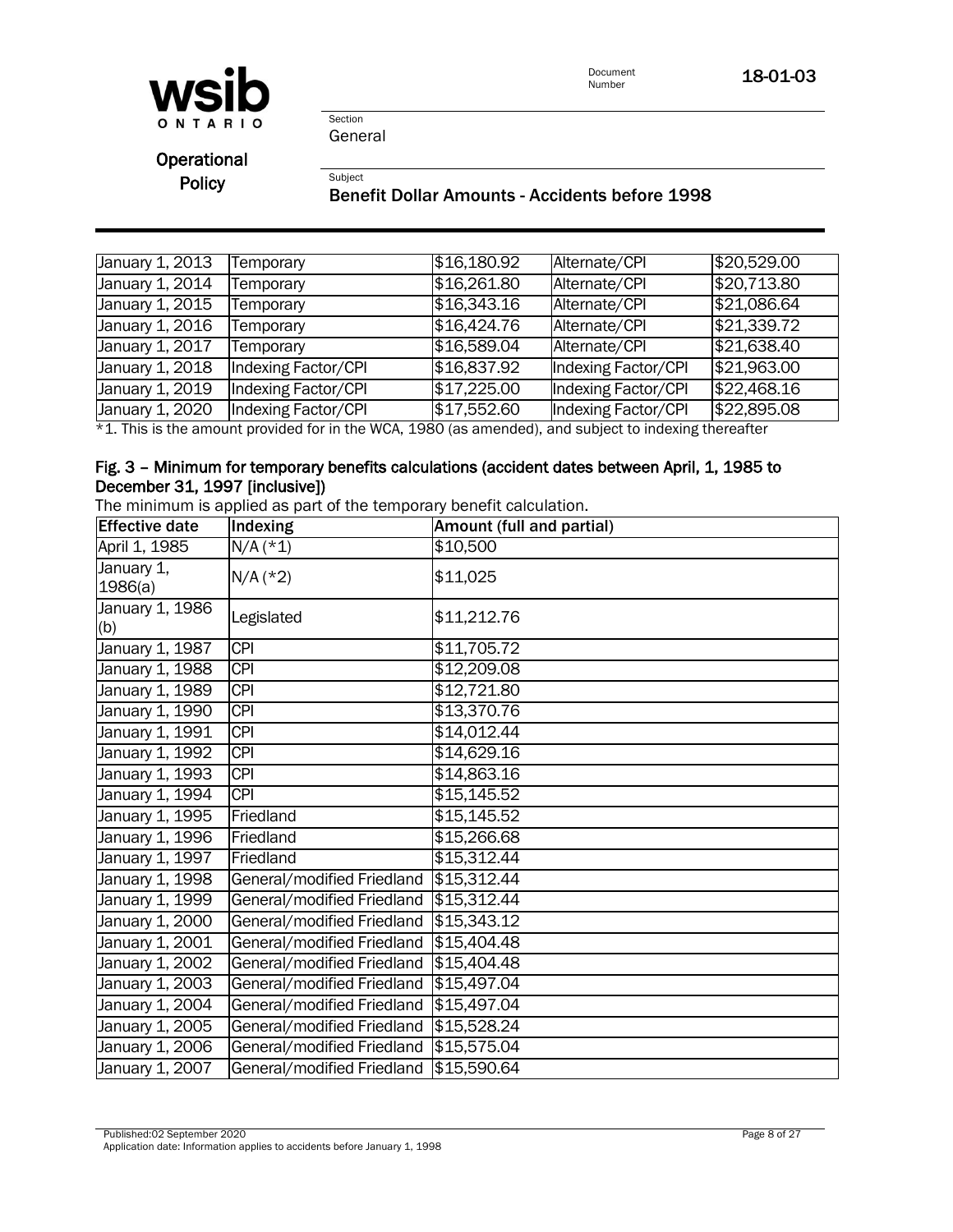| January 1, 2013 | Temporary | $16,180.92 | Alternate/CPI | $20,529.00 |
|---|---|---|---|---|
| January 1, 2014 | Temporary | $16,261.80 | Alternate/CPI | $20,713.80 |
| January 1, 2015 | Temporary | $16,343.16 | Alternate/CPI | $21,086.64 |
| January 1, 2016 | Temporary | $16,424.76 | Alternate/CPI | $21,339.72 |
| January 1, 2017 | Temporary | $16,589.04 | Alternate/CPI | $21,638.40 |
| January 1, 2018 | Indexing Factor/CPI | $16,837.92 | Indexing Factor/CPI | $21,963.00 |
| January 1, 2019 | Indexing Factor/CPI | $17,225.00 | Indexing Factor/CPI | $22,468.16 |
| January 1, 2020 | Indexing Factor/CPI | $17,552.60 | Indexing Factor/CPI | $22,895.08 |

*1. This is the amount provided for in the WCA, 1980 (as amended), and subject to indexing thereafter

#### Fig. 3 – Minimum for temporary benefits calculations (accident dates between April, 1, 1985 to December 31, 1997 [inclusive])

The minimum is applied as part of the temporary benefit calculation.

| Effective date | Indexing | Amount (full and partial) |
|---|---|---|
| April 1, 1985 | N/A (*1) | $10,500 |
| January 1, 1986(a) | N/A (*2) | $11,025 |
| January 1, 1986 (b) | Legislated | $11,212.76 |
| January 1, 1987 | CPI | $11,705.72 |
| January 1, 1988 | CPI | $12,209.08 |
| January 1, 1989 | CPI | $12,721.80 |
| January 1, 1990 | CPI | $13,370.76 |
| January 1, 1991 | CPI | $14,012.44 |
| January 1, 1992 | CPI | $14,629.16 |
| January 1, 1993 | CPI | $14,863.16 |
| January 1, 1994 | CPI | $15,145.52 |
| January 1, 1995 | Friedland | $15,145.52 |
| January 1, 1996 | Friedland | $15,266.68 |
| January 1, 1997 | Friedland | $15,312.44 |
| January 1, 1998 | General/modified Friedland | $15,312.44 |
| January 1, 1999 | General/modified Friedland | $15,312.44 |
| January 1, 2000 | General/modified Friedland | $15,343.12 |
| January 1, 2001 | General/modified Friedland | $15,404.48 |
| January 1, 2002 | General/modified Friedland | $15,404.48 |
| January 1, 2003 | General/modified Friedland | $15,497.04 |
| January 1, 2004 | General/modified Friedland | $15,497.04 |
| January 1, 2005 | General/modified Friedland | $15,528.24 |
| January 1, 2006 | General/modified Friedland | $15,575.04 |
| January 1, 2007 | General/modified Friedland | $15,590.64 |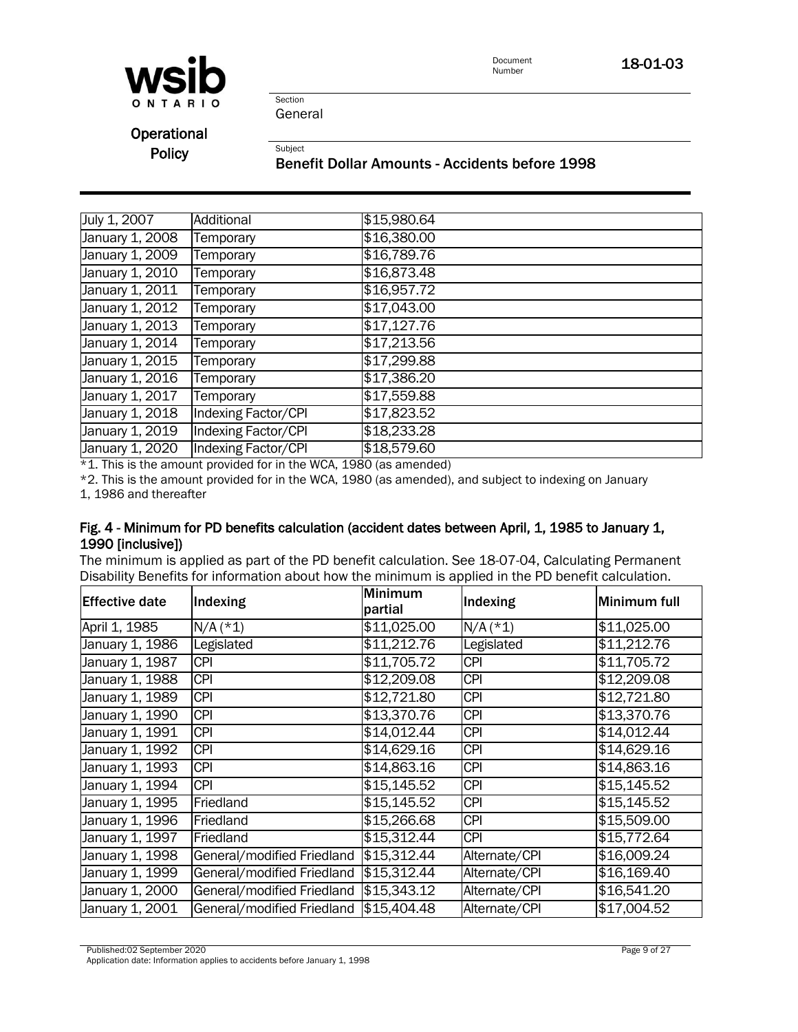| July 1, 2007 | Additional | $15,980.64 |
|---|---|---|
| January 1, 2008 | Temporary | $16,380.00 |
| January 1, 2009 | Temporary | $16,789.76 |
| January 1, 2010 | Temporary | $16,873.48 |
| January 1, 2011 | Temporary | $16,957.72 |
| January 1, 2012 | Temporary | $17,043.00 |
| January 1, 2013 | Temporary | $17,127.76 |
| January 1, 2014 | Temporary | $17,213.56 |
| January 1, 2015 | Temporary | $17,299.88 |
| January 1, 2016 | Temporary | $17,386.20 |
| January 1, 2017 | Temporary | $17,559.88 |
| January 1, 2018 | Indexing Factor/CPI | $17,823.52 |
| January 1, 2019 | Indexing Factor/CPI | $18,233.28 |
| January 1, 2020 | Indexing Factor/CPI | $18,579.60 |

*1. This is the amount provided for in the WCA, 1980 (as amended)

*2. This is the amount provided for in the WCA, 1980 (as amended), and subject to indexing on January 1, 1986 and thereafter

#### Fig. 4 - Minimum for PD benefits calculation (accident dates between April, 1, 1985 to January 1, 1990 [inclusive])

The minimum is applied as part of the PD benefit calculation. See 18-07-04, Calculating Permanent Disability Benefits for information about how the minimum is applied in the PD benefit calculation.

| Effective date | Indexing | Minimum partial | Indexing | Minimum full |
|---|---|---|---|---|
| April 1, 1985 | N/A (*1) | $11,025.00 | N/A (*1) | $11,025.00 |
| January 1, 1986 | Legislated | $11,212.76 | Legislated | $11,212.76 |
| January 1, 1987 | CPI | $11,705.72 | CPI | $11,705.72 |
| January 1, 1988 | CPI | $12,209.08 | CPI | $12,209.08 |
| January 1, 1989 | CPI | $12,721.80 | CPI | $12,721.80 |
| January 1, 1990 | CPI | $13,370.76 | CPI | $13,370.76 |
| January 1, 1991 | CPI | $14,012.44 | CPI | $14,012.44 |
| January 1, 1992 | CPI | $14,629.16 | CPI | $14,629.16 |
| January 1, 1993 | CPI | $14,863.16 | CPI | $14,863.16 |
| January 1, 1994 | CPI | $15,145.52 | CPI | $15,145.52 |
| January 1, 1995 | Friedland | $15,145.52 | CPI | $15,145.52 |
| January 1, 1996 | Friedland | $15,266.68 | CPI | $15,509.00 |
| January 1, 1997 | Friedland | $15,312.44 | CPI | $15,772.64 |
| January 1, 1998 | General/modified Friedland | $15,312.44 | Alternate/CPI | $16,009.24 |
| January 1, 1999 | General/modified Friedland | $15,312.44 | Alternate/CPI | $16,169.40 |
| January 1, 2000 | General/modified Friedland | $15,343.12 | Alternate/CPI | $16,541.20 |
| January 1, 2001 | General/modified Friedland | $15,404.48 | Alternate/CPI | $17,004.52 |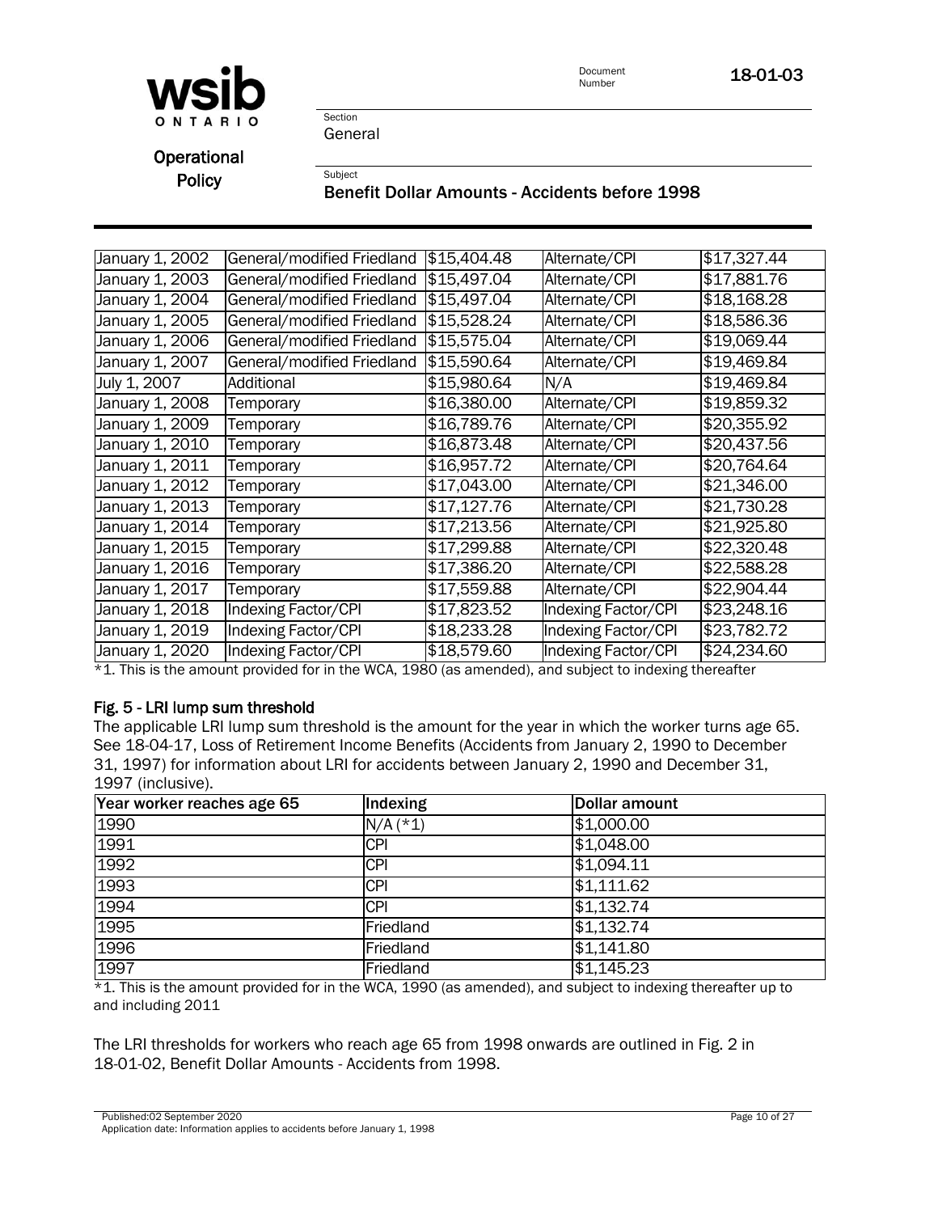| | | | | |
|---|---|---|---|---|
| January 1, 2002 | General/modified Friedland | $15,404.48 | Alternate/CPI | $17,327.44 |
| January 1, 2003 | General/modified Friedland | $15,497.04 | Alternate/CPI | $17,881.76 |
| January 1, 2004 | General/modified Friedland | $15,497.04 | Alternate/CPI | $18,168.28 |
| January 1, 2005 | General/modified Friedland | $15,528.24 | Alternate/CPI | $18,586.36 |
| January 1, 2006 | General/modified Friedland | $15,575.04 | Alternate/CPI | $19,069.44 |
| January 1, 2007 | General/modified Friedland | $15,590.64 | Alternate/CPI | $19,469.84 |
| July 1, 2007 | Additional | $15,980.64 | N/A | $19,469.84 |
| January 1, 2008 | Temporary | $16,380.00 | Alternate/CPI | $19,859.32 |
| January 1, 2009 | Temporary | $16,789.76 | Alternate/CPI | $20,355.92 |
| January 1, 2010 | Temporary | $16,873.48 | Alternate/CPI | $20,437.56 |
| January 1, 2011 | Temporary | $16,957.72 | Alternate/CPI | $20,764.64 |
| January 1, 2012 | Temporary | $17,043.00 | Alternate/CPI | $21,346.00 |
| January 1, 2013 | Temporary | $17,127.76 | Alternate/CPI | $21,730.28 |
| January 1, 2014 | Temporary | $17,213.56 | Alternate/CPI | $21,925.80 |
| January 1, 2015 | Temporary | $17,299.88 | Alternate/CPI | $22,320.48 |
| January 1, 2016 | Temporary | $17,386.20 | Alternate/CPI | $22,588.28 |
| January 1, 2017 | Temporary | $17,559.88 | Alternate/CPI | $22,904.44 |
| January 1, 2018 | Indexing Factor/CPI | $17,823.52 | Indexing Factor/CPI | $23,248.16 |
| January 1, 2019 | Indexing Factor/CPI | $18,233.28 | Indexing Factor/CPI | $23,782.72 |
| January 1, 2020 | Indexing Factor/CPI | $18,579.60 | Indexing Factor/CPI | $24,234.60 |

*1. This is the amount provided for in the WCA, 1980 (as amended), and subject to indexing thereafter

### Fig. 5 - LRI lump sum threshold

The applicable LRI lump sum threshold is the amount for the year in which the worker turns age 65. See 18-04-17, Loss of Retirement Income Benefits (Accidents from January 2, 1990 to December 31, 1997) for information about LRI for accidents between January 2, 1990 and December 31, 1997 (inclusive).

| Year worker reaches age 65 | Indexing | Dollar amount |
|---|---|---|
| 1990 | N/A (*1) | $1,000.00 |
| 1991 | CPI | $1,048.00 |
| 1992 | CPI | $1,094.11 |
| 1993 | CPI | $1,111.62 |
| 1994 | CPI | $1,132.74 |
| 1995 | Friedland | $1,132.74 |
| 1996 | Friedland | $1,141.80 |
| 1997 | Friedland | $1,145.23 |

*1. This is the amount provided for in the WCA, 1990 (as amended), and subject to indexing thereafter up to and including 2011

The LRI thresholds for workers who reach age 65 from 1998 onwards are outlined in Fig. 2 in 18-01-02, Benefit Dollar Amounts - Accidents from 1998.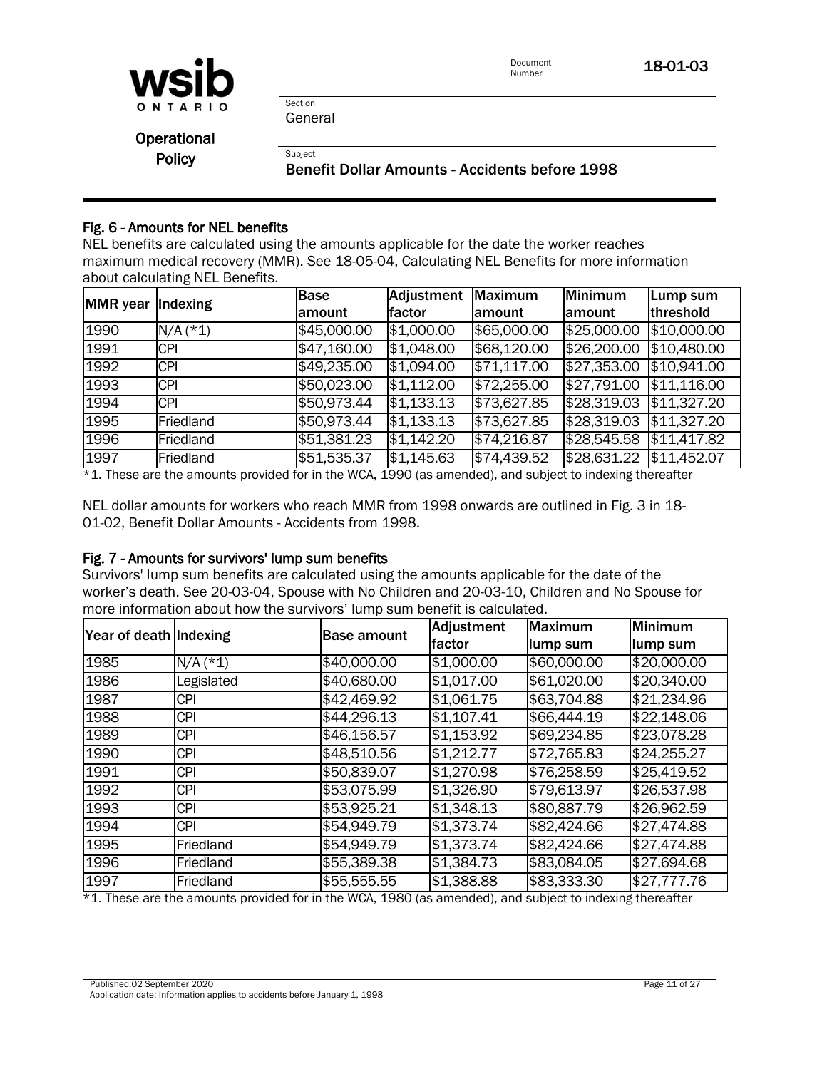## Fig. 6 - Amounts for NEL benefits

NEL benefits are calculated using the amounts applicable for the date the worker reaches maximum medical recovery (MMR). See 18-05-04, Calculating NEL Benefits for more information about calculating NEL Benefits.

| MMR year | Indexing | Base amount | Adjustment factor | Maximum amount | Minimum amount | Lump sum threshold |
|---|---|---|---|---|---|---|
| 1990 | N/A (*1) | $45,000.00 | $1,000.00 | $65,000.00 | $25,000.00 | $10,000.00 |
| 1991 | CPI | $47,160.00 | $1,048.00 | $68,120.00 | $26,200.00 | $10,480.00 |
| 1992 | CPI | $49,235.00 | $1,094.00 | $71,117.00 | $27,353.00 | $10,941.00 |
| 1993 | CPI | $50,023.00 | $1,112.00 | $72,255.00 | $27,791.00 | $11,116.00 |
| 1994 | CPI | $50,973.44 | $1,133.13 | $73,627.85 | $28,319.03 | $11,327.20 |
| 1995 | Friedland | $50,973.44 | $1,133.13 | $73,627.85 | $28,319.03 | $11,327.20 |
| 1996 | Friedland | $51,381.23 | $1,142.20 | $74,216.87 | $28,545.58 | $11,417.82 |
| 1997 | Friedland | $51,535.37 | $1,145.63 | $74,439.52 | $28,631.22 | $11,452.07 |

*1. These are the amounts provided for in the WCA, 1990 (as amended), and subject to indexing thereafter

NEL dollar amounts for workers who reach MMR from 1998 onwards are outlined in Fig. 3 in 18-01-02, Benefit Dollar Amounts - Accidents from 1998.

## Fig. 7 - Amounts for survivors' lump sum benefits

Survivors' lump sum benefits are calculated using the amounts applicable for the date of the worker's death. See 20-03-04, Spouse with No Children and 20-03-10, Children and No Spouse for more information about how the survivors' lump sum benefit is calculated.

| Year of death | Indexing | Base amount | Adjustment factor | Maximum lump sum | Minimum lump sum |
|---|---|---|---|---|---|
| 1985 | N/A (*1) | $40,000.00 | $1,000.00 | $60,000.00 | $20,000.00 |
| 1986 | Legislated | $40,680.00 | $1,017.00 | $61,020.00 | $20,340.00 |
| 1987 | CPI | $42,469.92 | $1,061.75 | $63,704.88 | $21,234.96 |
| 1988 | CPI | $44,296.13 | $1,107.41 | $66,444.19 | $22,148.06 |
| 1989 | CPI | $46,156.57 | $1,153.92 | $69,234.85 | $23,078.28 |
| 1990 | CPI | $48,510.56 | $1,212.77 | $72,765.83 | $24,255.27 |
| 1991 | CPI | $50,839.07 | $1,270.98 | $76,258.59 | $25,419.52 |
| 1992 | CPI | $53,075.99 | $1,326.90 | $79,613.97 | $26,537.98 |
| 1993 | CPI | $53,925.21 | $1,348.13 | $80,887.79 | $26,962.59 |
| 1994 | CPI | $54,949.79 | $1,373.74 | $82,424.66 | $27,474.88 |
| 1995 | Friedland | $54,949.79 | $1,373.74 | $82,424.66 | $27,474.88 |
| 1996 | Friedland | $55,389.38 | $1,384.73 | $83,084.05 | $27,694.68 |
| 1997 | Friedland | $55,555.55 | $1,388.88 | $83,333.30 | $27,777.76 |

*1. These are the amounts provided for in the WCA, 1980 (as amended), and subject to indexing thereafter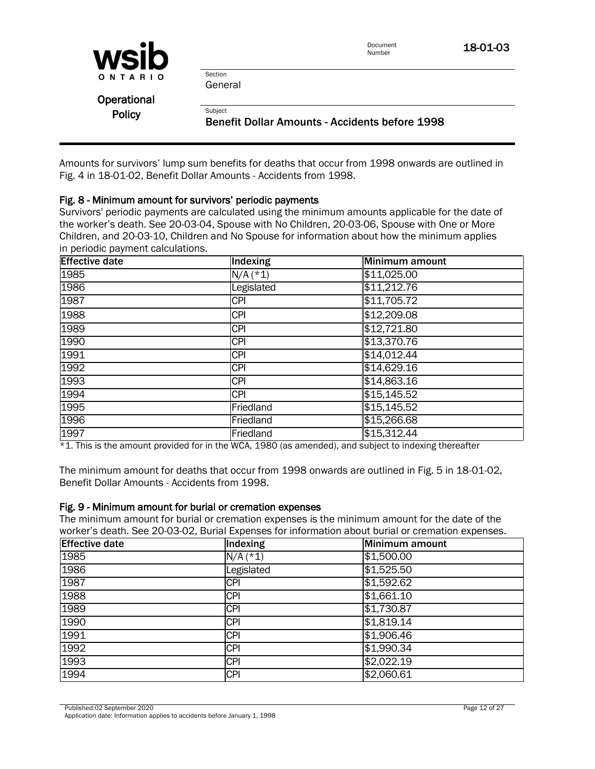Amounts for survivors' lump sum benefits for deaths that occur from 1998 onwards are outlined in Fig. 4 in 18-01-02, Benefit Dollar Amounts - Accidents from 1998.

### Fig. 8 - Minimum amount for survivors' periodic payments

Survivors' periodic payments are calculated using the minimum amounts applicable for the date of the worker's death. See 20-03-04, Spouse with No Children, 20-03-06, Spouse with One or More Children, and 20-03-10, Children and No Spouse for information about how the minimum applies in periodic payment calculations.

| Effective date | Indexing | Minimum amount |
| --- | --- | --- |
| 1985 | N/A (*1) | $11,025.00 |
| 1986 | Legislated | $11,212.76 |
| 1987 | CPI | $11,705.72 |
| 1988 | CPI | $12,209.08 |
| 1989 | CPI | $12,721.80 |
| 1990 | CPI | $13,370.76 |
| 1991 | CPI | $14,012.44 |
| 1992 | CPI | $14,629.16 |
| 1993 | CPI | $14,863.16 |
| 1994 | CPI | $15,145.52 |
| 1995 | Friedland | $15,145.52 |
| 1996 | Friedland | $15,266.68 |
| 1997 | Friedland | $15,312.44 |

*1. This is the amount provided for in the WCA, 1980 (as amended), and subject to indexing thereafter

The minimum amount for deaths that occur from 1998 onwards are outlined in Fig. 5 in 18-01-02, Benefit Dollar Amounts - Accidents from 1998.

### Fig. 9 - Minimum amount for burial or cremation expenses

The minimum amount for burial or cremation expenses is the minimum amount for the date of the worker's death. See 20-03-02, Burial Expenses for information about burial or cremation expenses.

| Effective date | Indexing | Minimum amount |
| --- | --- | --- |
| 1985 | N/A (*1) | $1,500.00 |
| 1986 | Legislated | $1,525.50 |
| 1987 | CPI | $1,592.62 |
| 1988 | CPI | $1,661.10 |
| 1989 | CPI | $1,730.87 |
| 1990 | CPI | $1,819.14 |
| 1991 | CPI | $1,906.46 |
| 1992 | CPI | $1,990.34 |
| 1993 | CPI | $2,022.19 |
| 1994 | CPI | $2,060.61 |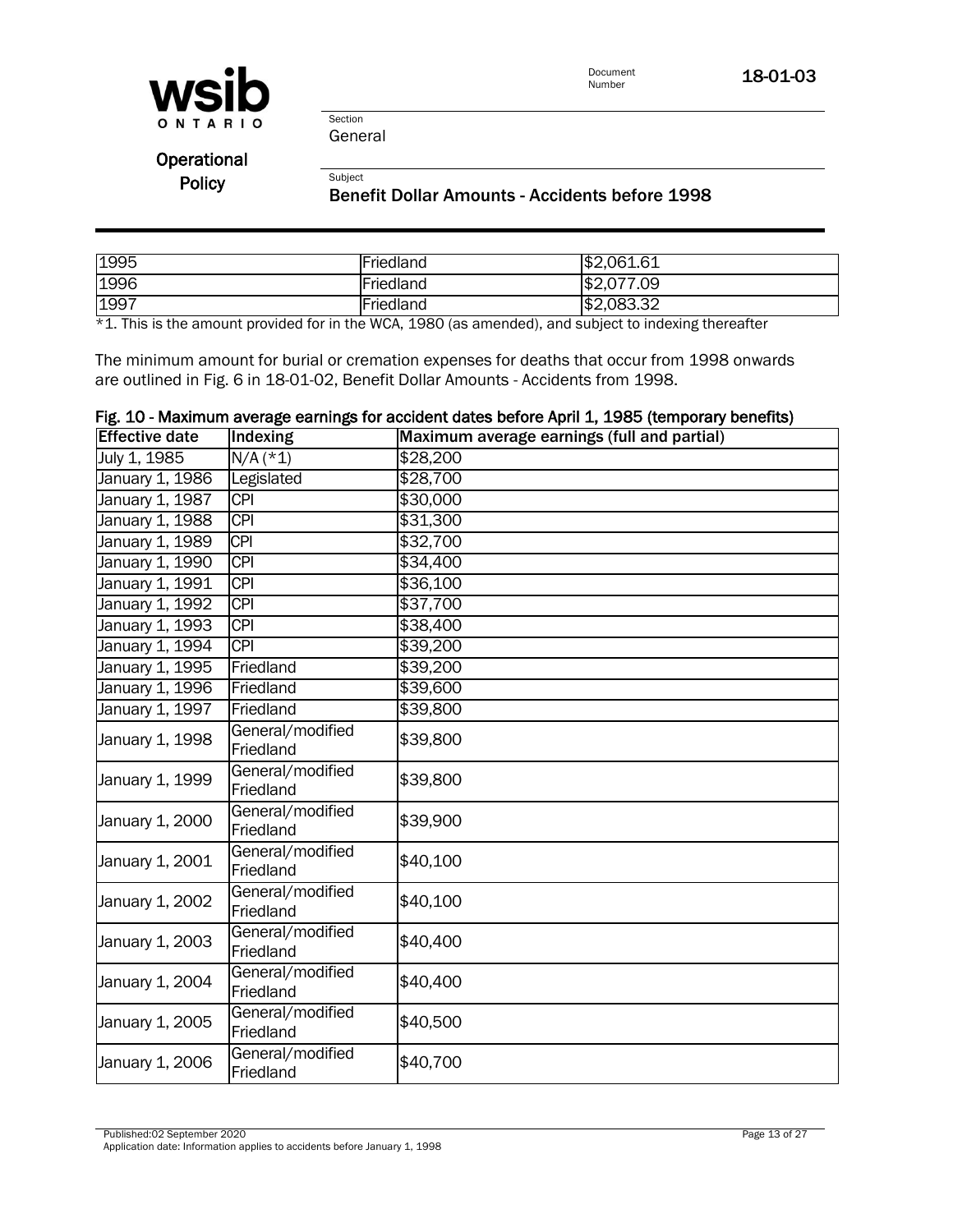| 1995 | Friedland | $2,061.61 |
|---|---|---|
| 1996 | Friedland | $2,077.09 |
| 1997 | Friedland | $2,083.32 |

*1. This is the amount provided for in the WCA, 1980 (as amended), and subject to indexing thereafter

The minimum amount for burial or cremation expenses for deaths that occur from 1998 onwards are outlined in Fig. 6 in 18-01-02, Benefit Dollar Amounts - Accidents from 1998.

**Fig. 10 - Maximum average earnings for accident dates before April 1, 1985 (temporary benefits)**

| Effective date | Indexing | Maximum average earnings (full and partial) |
|---|---|---|
| July 1, 1985 | N/A (*1) | $28,200 |
| January 1, 1986 | Legislated | $28,700 |
| January 1, 1987 | CPI | $30,000 |
| January 1, 1988 | CPI | $31,300 |
| January 1, 1989 | CPI | $32,700 |
| January 1, 1990 | CPI | $34,400 |
| January 1, 1991 | CPI | $36,100 |
| January 1, 1992 | CPI | $37,700 |
| January 1, 1993 | CPI | $38,400 |
| January 1, 1994 | CPI | $39,200 |
| January 1, 1995 | Friedland | $39,200 |
| January 1, 1996 | Friedland | $39,600 |
| January 1, 1997 | Friedland | $39,800 |
| January 1, 1998 | General/modified Friedland | $39,800 |
| January 1, 1999 | General/modified Friedland | $39,800 |
| January 1, 2000 | General/modified Friedland | $39,900 |
| January 1, 2001 | General/modified Friedland | $40,100 |
| January 1, 2002 | General/modified Friedland | $40,100 |
| January 1, 2003 | General/modified Friedland | $40,400 |
| January 1, 2004 | General/modified Friedland | $40,400 |
| January 1, 2005 | General/modified Friedland | $40,500 |
| January 1, 2006 | General/modified Friedland | $40,700 |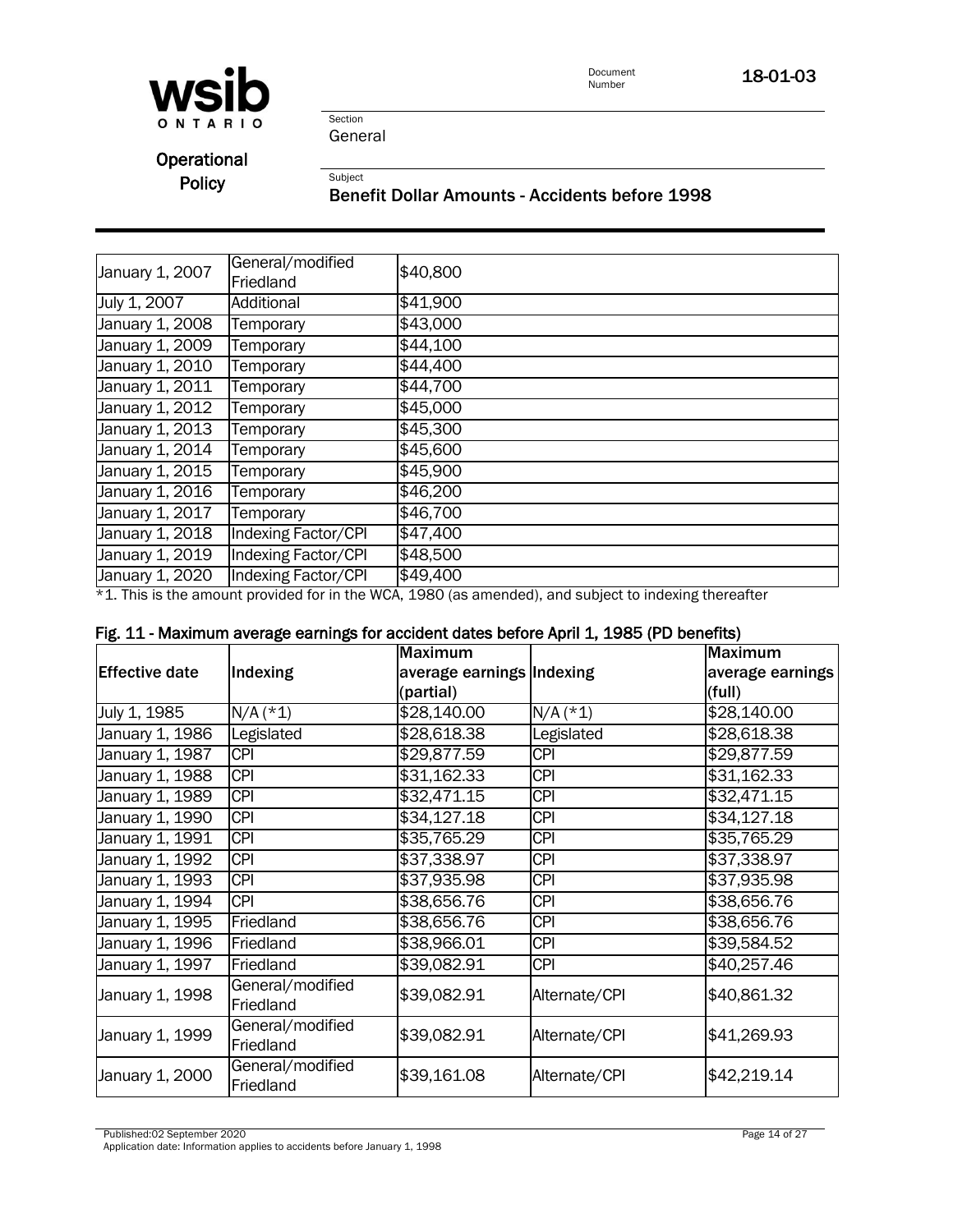| | | |
|---|---|---|
| January 1, 2007 | General/modified Friedland | $40,800 |
| July 1, 2007 | Additional | $41,900 |
| January 1, 2008 | Temporary | $43,000 |
| January 1, 2009 | Temporary | $44,100 |
| January 1, 2010 | Temporary | $44,400 |
| January 1, 2011 | Temporary | $44,700 |
| January 1, 2012 | Temporary | $45,000 |
| January 1, 2013 | Temporary | $45,300 |
| January 1, 2014 | Temporary | $45,600 |
| January 1, 2015 | Temporary | $45,900 |
| January 1, 2016 | Temporary | $46,200 |
| January 1, 2017 | Temporary | $46,700 |
| January 1, 2018 | Indexing Factor/CPI | $47,400 |
| January 1, 2019 | Indexing Factor/CPI | $48,500 |
| January 1, 2020 | Indexing Factor/CPI | $49,400 |

*1. This is the amount provided for in the WCA, 1980 (as amended), and subject to indexing thereafter

### Fig. 11 - Maximum average earnings for accident dates before April 1, 1985 (PD benefits)

| Effective date | Indexing | Maximum average earnings (partial) | Indexing | Maximum average earnings (full) |
|---|---|---|---|---|
| July 1, 1985 | N/A (*1) | $28,140.00 | N/A (*1) | $28,140.00 |
| January 1, 1986 | Legislated | $28,618.38 | Legislated | $28,618.38 |
| January 1, 1987 | CPI | $29,877.59 | CPI | $29,877.59 |
| January 1, 1988 | CPI | $31,162.33 | CPI | $31,162.33 |
| January 1, 1989 | CPI | $32,471.15 | CPI | $32,471.15 |
| January 1, 1990 | CPI | $34,127.18 | CPI | $34,127.18 |
| January 1, 1991 | CPI | $35,765.29 | CPI | $35,765.29 |
| January 1, 1992 | CPI | $37,338.97 | CPI | $37,338.97 |
| January 1, 1993 | CPI | $37,935.98 | CPI | $37,935.98 |
| January 1, 1994 | CPI | $38,656.76 | CPI | $38,656.76 |
| January 1, 1995 | Friedland | $38,656.76 | CPI | $38,656.76 |
| January 1, 1996 | Friedland | $38,966.01 | CPI | $39,584.52 |
| January 1, 1997 | Friedland | $39,082.91 | CPI | $40,257.46 |
| January 1, 1998 | General/modified Friedland | $39,082.91 | Alternate/CPI | $40,861.32 |
| January 1, 1999 | General/modified Friedland | $39,082.91 | Alternate/CPI | $41,269.93 |
| January 1, 2000 | General/modified Friedland | $39,161.08 | Alternate/CPI | $42,219.14 |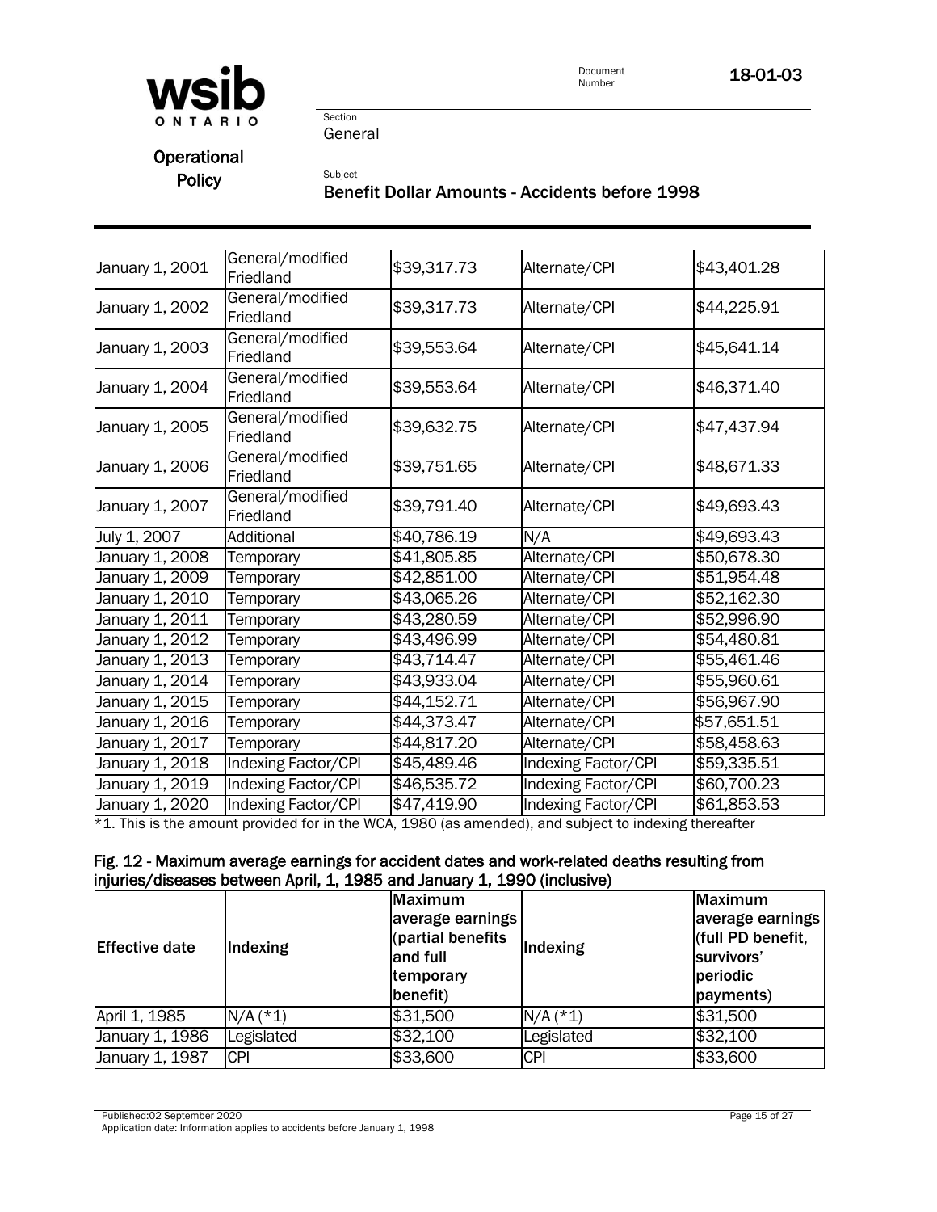| January 1, 2001 | General/modified Friedland | $39,317.73 | Alternate/CPI | $43,401.28 |
|---|---|---|---|---|
| January 1, 2002 | General/modified Friedland | $39,317.73 | Alternate/CPI | $44,225.91 |
| January 1, 2003 | General/modified Friedland | $39,553.64 | Alternate/CPI | $45,641.14 |
| January 1, 2004 | General/modified Friedland | $39,553.64 | Alternate/CPI | $46,371.40 |
| January 1, 2005 | General/modified Friedland | $39,632.75 | Alternate/CPI | $47,437.94 |
| January 1, 2006 | General/modified Friedland | $39,751.65 | Alternate/CPI | $48,671.33 |
| January 1, 2007 | General/modified Friedland | $39,791.40 | Alternate/CPI | $49,693.43 |
| July 1, 2007 | Additional | $40,786.19 | N/A | $49,693.43 |
| January 1, 2008 | Temporary | $41,805.85 | Alternate/CPI | $50,678.30 |
| January 1, 2009 | Temporary | $42,851.00 | Alternate/CPI | $51,954.48 |
| January 1, 2010 | Temporary | $43,065.26 | Alternate/CPI | $52,162.30 |
| January 1, 2011 | Temporary | $43,280.59 | Alternate/CPI | $52,996.90 |
| January 1, 2012 | Temporary | $43,496.99 | Alternate/CPI | $54,480.81 |
| January 1, 2013 | Temporary | $43,714.47 | Alternate/CPI | $55,461.46 |
| January 1, 2014 | Temporary | $43,933.04 | Alternate/CPI | $55,960.61 |
| January 1, 2015 | Temporary | $44,152.71 | Alternate/CPI | $56,967.90 |
| January 1, 2016 | Temporary | $44,373.47 | Alternate/CPI | $57,651.51 |
| January 1, 2017 | Temporary | $44,817.20 | Alternate/CPI | $58,458.63 |
| January 1, 2018 | Indexing Factor/CPI | $45,489.46 | Indexing Factor/CPI | $59,335.51 |
| January 1, 2019 | Indexing Factor/CPI | $46,535.72 | Indexing Factor/CPI | $60,700.23 |
| January 1, 2020 | Indexing Factor/CPI | $47,419.90 | Indexing Factor/CPI | $61,853.53 |

*1. This is the amount provided for in the WCA, 1980 (as amended), and subject to indexing thereafter

### Fig. 12 - Maximum average earnings for accident dates and work-related deaths resulting from injuries/diseases between April, 1, 1985 and January 1, 1990 (inclusive)

| Effective date | Indexing | Maximum average earnings (partial benefits and full temporary benefit) | Indexing | Maximum average earnings (full PD benefit, survivors' periodic payments) |
|---|---|---|---|---|
| April 1, 1985 | N/A (*1) | $31,500 | N/A (*1) | $31,500 |
| January 1, 1986 | Legislated | $32,100 | Legislated | $32,100 |
| January 1, 1987 | CPI | $33,600 | CPI | $33,600 |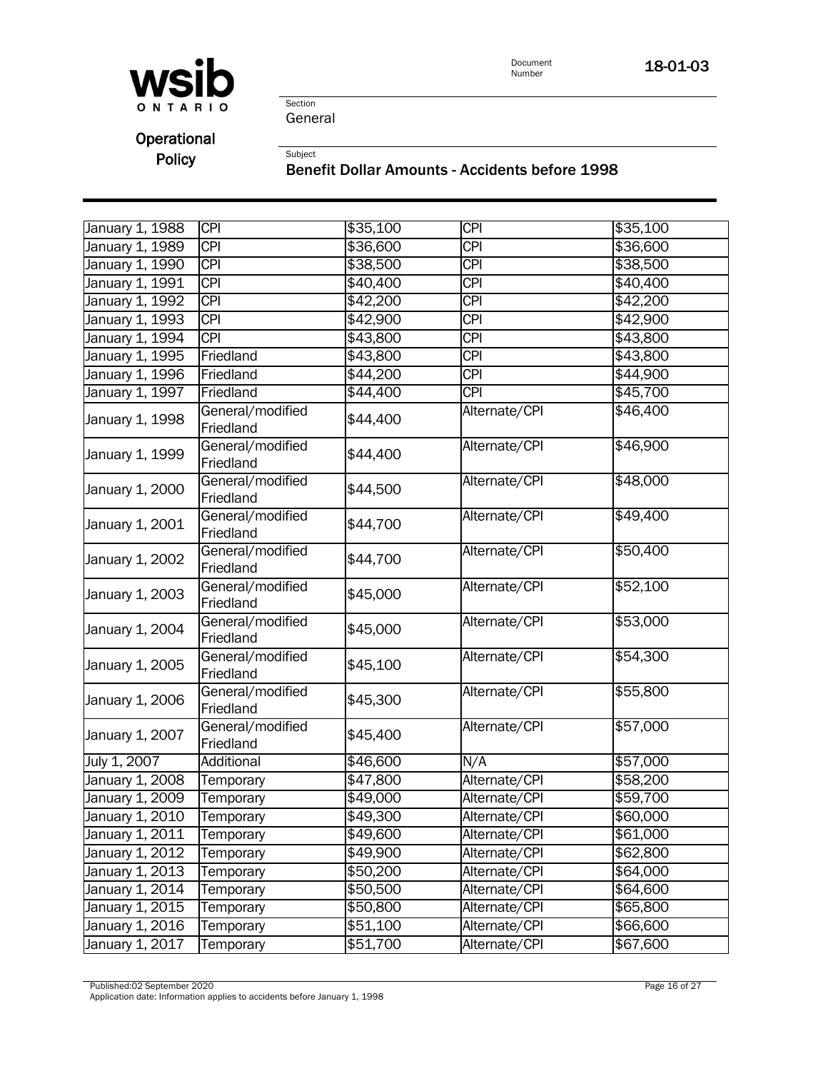| January 1, 1988 | CPI | $35,100 | CPI | $35,100 |
|---|---|---|---|---|
| January 1, 1989 | CPI | $36,600 | CPI | $36,600 |
| January 1, 1990 | CPI | $38,500 | CPI | $38,500 |
| January 1, 1991 | CPI | $40,400 | CPI | $40,400 |
| January 1, 1992 | CPI | $42,200 | CPI | $42,200 |
| January 1, 1993 | CPI | $42,900 | CPI | $42,900 |
| January 1, 1994 | CPI | $43,800 | CPI | $43,800 |
| January 1, 1995 | Friedland | $43,800 | CPI | $43,800 |
| January 1, 1996 | Friedland | $44,200 | CPI | $44,900 |
| January 1, 1997 | Friedland | $44,400 | CPI | $45,700 |
| January 1, 1998 | General/modified Friedland | $44,400 | Alternate/CPI | $46,400 |
| January 1, 1999 | General/modified Friedland | $44,400 | Alternate/CPI | $46,900 |
| January 1, 2000 | General/modified Friedland | $44,500 | Alternate/CPI | $48,000 |
| January 1, 2001 | General/modified Friedland | $44,700 | Alternate/CPI | $49,400 |
| January 1, 2002 | General/modified Friedland | $44,700 | Alternate/CPI | $50,400 |
| January 1, 2003 | General/modified Friedland | $45,000 | Alternate/CPI | $52,100 |
| January 1, 2004 | General/modified Friedland | $45,000 | Alternate/CPI | $53,000 |
| January 1, 2005 | General/modified Friedland | $45,100 | Alternate/CPI | $54,300 |
| January 1, 2006 | General/modified Friedland | $45,300 | Alternate/CPI | $55,800 |
| January 1, 2007 | General/modified Friedland | $45,400 | Alternate/CPI | $57,000 |
| July 1, 2007 | Additional | $46,600 | N/A | $57,000 |
| January 1, 2008 | Temporary | $47,800 | Alternate/CPI | $58,200 |
| January 1, 2009 | Temporary | $49,000 | Alternate/CPI | $59,700 |
| January 1, 2010 | Temporary | $49,300 | Alternate/CPI | $60,000 |
| January 1, 2011 | Temporary | $49,600 | Alternate/CPI | $61,000 |
| January 1, 2012 | Temporary | $49,900 | Alternate/CPI | $62,800 |
| January 1, 2013 | Temporary | $50,200 | Alternate/CPI | $64,000 |
| January 1, 2014 | Temporary | $50,500 | Alternate/CPI | $64,600 |
| January 1, 2015 | Temporary | $50,800 | Alternate/CPI | $65,800 |
| January 1, 2016 | Temporary | $51,100 | Alternate/CPI | $66,600 |
| January 1, 2017 | Temporary | $51,700 | Alternate/CPI | $67,600 |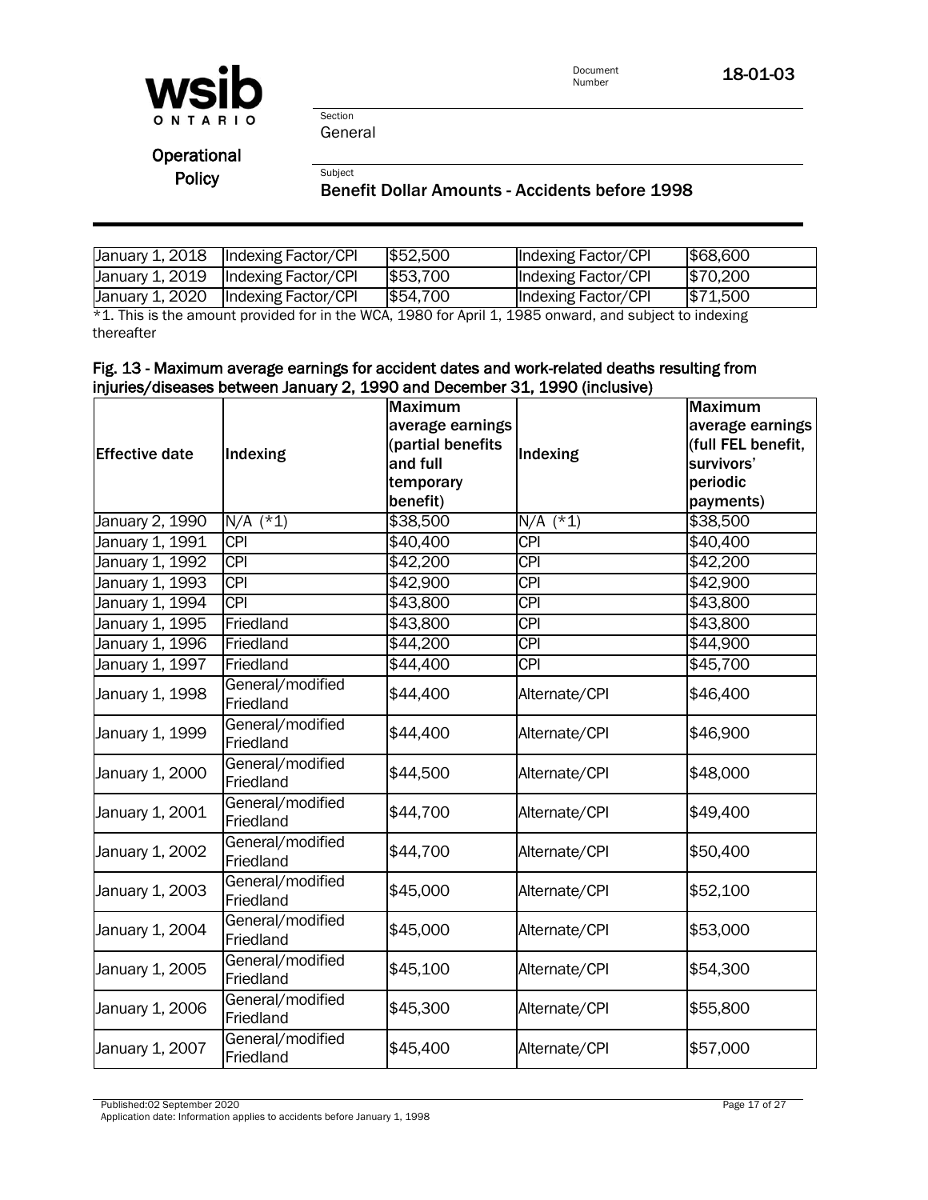| January 1, 2018 | Indexing Factor/CPI | $52,500 | Indexing Factor/CPI | $68,600 |
|---|---|---|---|---|
| January 1, 2019 | Indexing Factor/CPI | $53,700 | Indexing Factor/CPI | $70,200 |
| January 1, 2020 | Indexing Factor/CPI | $54,700 | Indexing Factor/CPI | $71,500 |

*1. This is the amount provided for in the WCA, 1980 for April 1, 1985 onward, and subject to indexing thereafter

**Fig. 13 - Maximum average earnings for accident dates and work-related deaths resulting from injuries/diseases between January 2, 1990 and December 31, 1990 (inclusive)**

| Effective date | Indexing | Maximum average earnings (partial benefits and full temporary benefit) | Indexing | Maximum average earnings (full FEL benefit, survivors' periodic payments) |
|---|---|---|---|---|
| January 2, 1990 | N/A (*1) | $38,500 | N/A (*1) | $38,500 |
| January 1, 1991 | CPI | $40,400 | CPI | $40,400 |
| January 1, 1992 | CPI | $42,200 | CPI | $42,200 |
| January 1, 1993 | CPI | $42,900 | CPI | $42,900 |
| January 1, 1994 | CPI | $43,800 | CPI | $43,800 |
| January 1, 1995 | Friedland | $43,800 | CPI | $43,800 |
| January 1, 1996 | Friedland | $44,200 | CPI | $44,900 |
| January 1, 1997 | Friedland | $44,400 | CPI | $45,700 |
| January 1, 1998 | General/modified Friedland | $44,400 | Alternate/CPI | $46,400 |
| January 1, 1999 | General/modified Friedland | $44,400 | Alternate/CPI | $46,900 |
| January 1, 2000 | General/modified Friedland | $44,500 | Alternate/CPI | $48,000 |
| January 1, 2001 | General/modified Friedland | $44,700 | Alternate/CPI | $49,400 |
| January 1, 2002 | General/modified Friedland | $44,700 | Alternate/CPI | $50,400 |
| January 1, 2003 | General/modified Friedland | $45,000 | Alternate/CPI | $52,100 |
| January 1, 2004 | General/modified Friedland | $45,000 | Alternate/CPI | $53,000 |
| January 1, 2005 | General/modified Friedland | $45,100 | Alternate/CPI | $54,300 |
| January 1, 2006 | General/modified Friedland | $45,300 | Alternate/CPI | $55,800 |
| January 1, 2007 | General/modified Friedland | $45,400 | Alternate/CPI | $57,000 |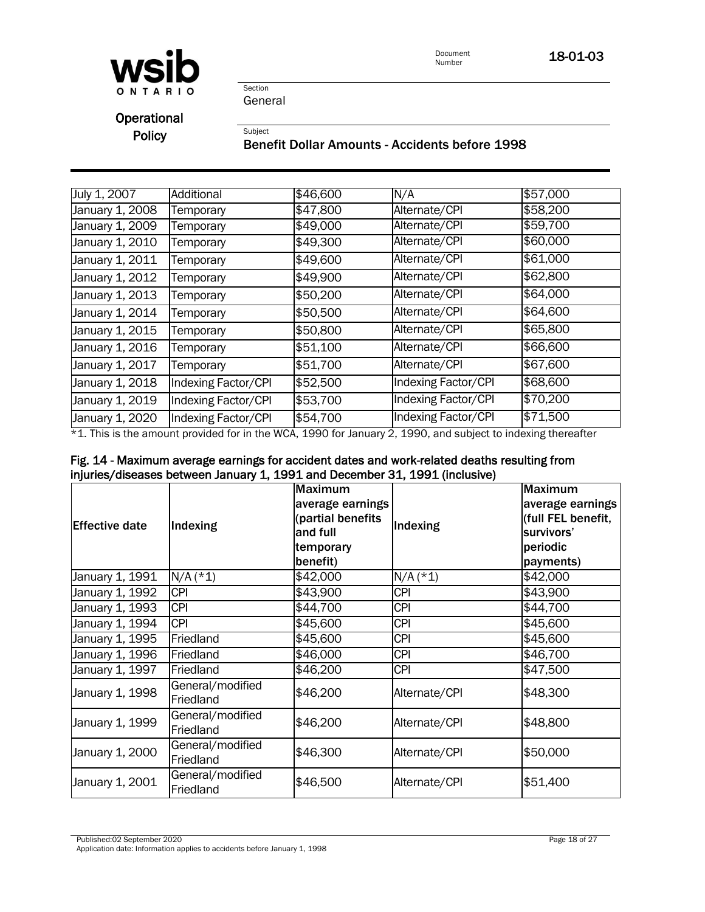| | | | | |
|---|---|---|---|---|
| July 1, 2007 | Additional | $46,600 | N/A | $57,000 |
| January 1, 2008 | Temporary | $47,800 | Alternate/CPI | $58,200 |
| January 1, 2009 | Temporary | $49,000 | Alternate/CPI | $59,700 |
| January 1, 2010 | Temporary | $49,300 | Alternate/CPI | $60,000 |
| January 1, 2011 | Temporary | $49,600 | Alternate/CPI | $61,000 |
| January 1, 2012 | Temporary | $49,900 | Alternate/CPI | $62,800 |
| January 1, 2013 | Temporary | $50,200 | Alternate/CPI | $64,000 |
| January 1, 2014 | Temporary | $50,500 | Alternate/CPI | $64,600 |
| January 1, 2015 | Temporary | $50,800 | Alternate/CPI | $65,800 |
| January 1, 2016 | Temporary | $51,100 | Alternate/CPI | $66,600 |
| January 1, 2017 | Temporary | $51,700 | Alternate/CPI | $67,600 |
| January 1, 2018 | Indexing Factor/CPI | $52,500 | Indexing Factor/CPI | $68,600 |
| January 1, 2019 | Indexing Factor/CPI | $53,700 | Indexing Factor/CPI | $70,200 |
| January 1, 2020 | Indexing Factor/CPI | $54,700 | Indexing Factor/CPI | $71,500 |

*1. This is the amount provided for in the WCA, 1990 for January 2, 1990, and subject to indexing thereafter

**Fig. 14 - Maximum average earnings for accident dates and work-related deaths resulting from injuries/diseases between January 1, 1991 and December 31, 1991 (inclusive)**

| Effective date | Indexing | Maximum average earnings (partial benefits and full temporary benefit) | Indexing | Maximum average earnings (full FEL benefit, survivors' periodic payments) |
|---|---|---|---|---|
| January 1, 1991 | N/A (*1) | $42,000 | N/A (*1) | $42,000 |
| January 1, 1992 | CPI | $43,900 | CPI | $43,900 |
| January 1, 1993 | CPI | $44,700 | CPI | $44,700 |
| January 1, 1994 | CPI | $45,600 | CPI | $45,600 |
| January 1, 1995 | Friedland | $45,600 | CPI | $45,600 |
| January 1, 1996 | Friedland | $46,000 | CPI | $46,700 |
| January 1, 1997 | Friedland | $46,200 | CPI | $47,500 |
| January 1, 1998 | General/modified Friedland | $46,200 | Alternate/CPI | $48,300 |
| January 1, 1999 | General/modified Friedland | $46,200 | Alternate/CPI | $48,800 |
| January 1, 2000 | General/modified Friedland | $46,300 | Alternate/CPI | $50,000 |
| January 1, 2001 | General/modified Friedland | $46,500 | Alternate/CPI | $51,400 |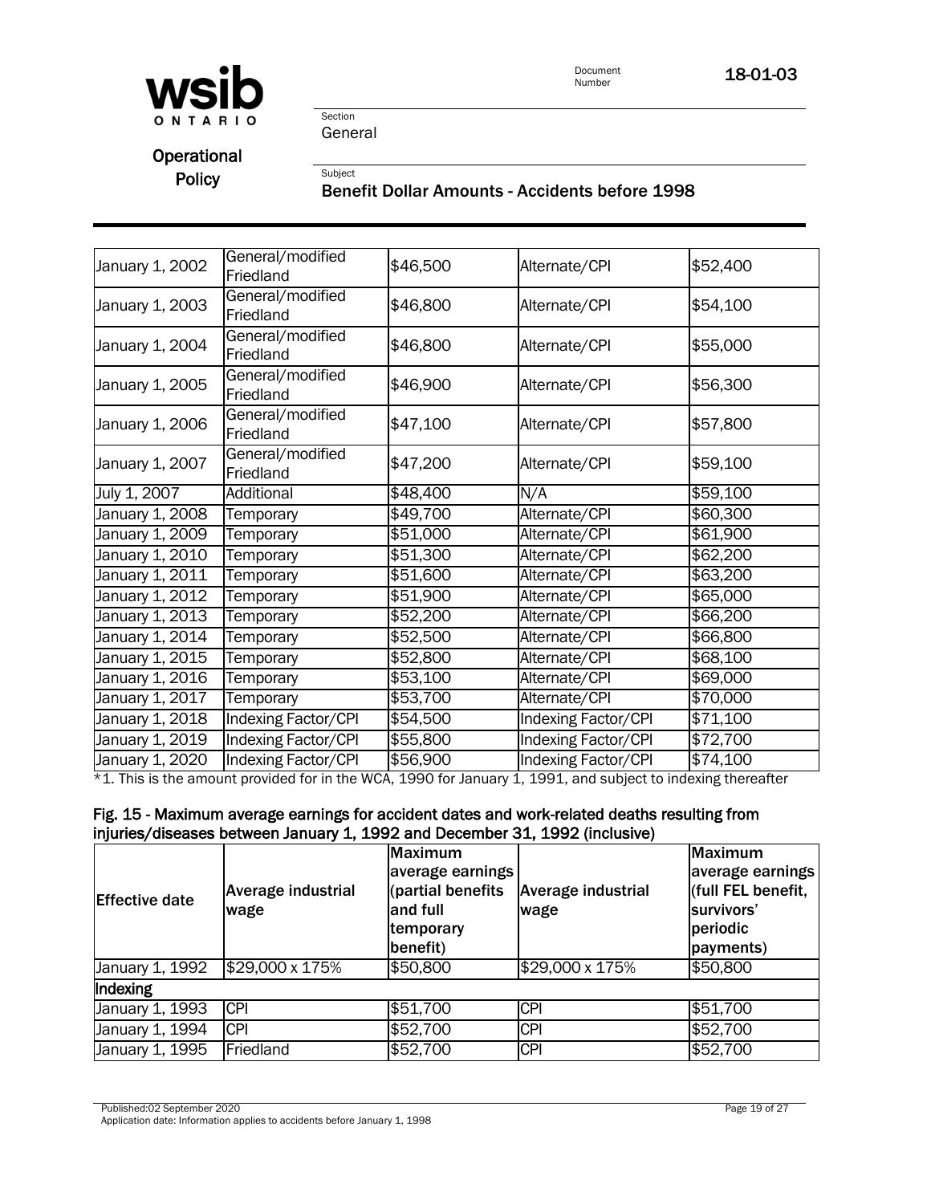| January 1, 2002 | General/modified Friedland | $46,500 | Alternate/CPI | $52,400 |
|---|---|---|---|---|
| January 1, 2003 | General/modified Friedland | $46,800 | Alternate/CPI | $54,100 |
| January 1, 2004 | General/modified Friedland | $46,800 | Alternate/CPI | $55,000 |
| January 1, 2005 | General/modified Friedland | $46,900 | Alternate/CPI | $56,300 |
| January 1, 2006 | General/modified Friedland | $47,100 | Alternate/CPI | $57,800 |
| January 1, 2007 | General/modified Friedland | $47,200 | Alternate/CPI | $59,100 |
| July 1, 2007 | Additional | $48,400 | N/A | $59,100 |
| January 1, 2008 | Temporary | $49,700 | Alternate/CPI | $60,300 |
| January 1, 2009 | Temporary | $51,000 | Alternate/CPI | $61,900 |
| January 1, 2010 | Temporary | $51,300 | Alternate/CPI | $62,200 |
| January 1, 2011 | Temporary | $51,600 | Alternate/CPI | $63,200 |
| January 1, 2012 | Temporary | $51,900 | Alternate/CPI | $65,000 |
| January 1, 2013 | Temporary | $52,200 | Alternate/CPI | $66,200 |
| January 1, 2014 | Temporary | $52,500 | Alternate/CPI | $66,800 |
| January 1, 2015 | Temporary | $52,800 | Alternate/CPI | $68,100 |
| January 1, 2016 | Temporary | $53,100 | Alternate/CPI | $69,000 |
| January 1, 2017 | Temporary | $53,700 | Alternate/CPI | $70,000 |
| January 1, 2018 | Indexing Factor/CPI | $54,500 | Indexing Factor/CPI | $71,100 |
| January 1, 2019 | Indexing Factor/CPI | $55,800 | Indexing Factor/CPI | $72,700 |
| January 1, 2020 | Indexing Factor/CPI | $56,900 | Indexing Factor/CPI | $74,100 |

*1. This is the amount provided for in the WCA, 1990 for January 1, 1991, and subject to indexing thereafter

**Fig. 15 - Maximum average earnings for accident dates and work-related deaths resulting from injuries/diseases between January 1, 1992 and December 31, 1992 (inclusive)**

| Effective date | Average industrial wage | Maximum average earnings (partial benefits and full temporary benefit) | Average industrial wage | Maximum average earnings (full FEL benefit, survivors' periodic payments) |
|---|---|---|---|---|
| January 1, 1992 | $29,000 x 175% | $50,800 | $29,000 x 175% | $50,800 |
| **Indexing** | | | | |
| January 1, 1993 | CPI | $51,700 | CPI | $51,700 |
| January 1, 1994 | CPI | $52,700 | CPI | $52,700 |
| January 1, 1995 | Friedland | $52,700 | CPI | $52,700 |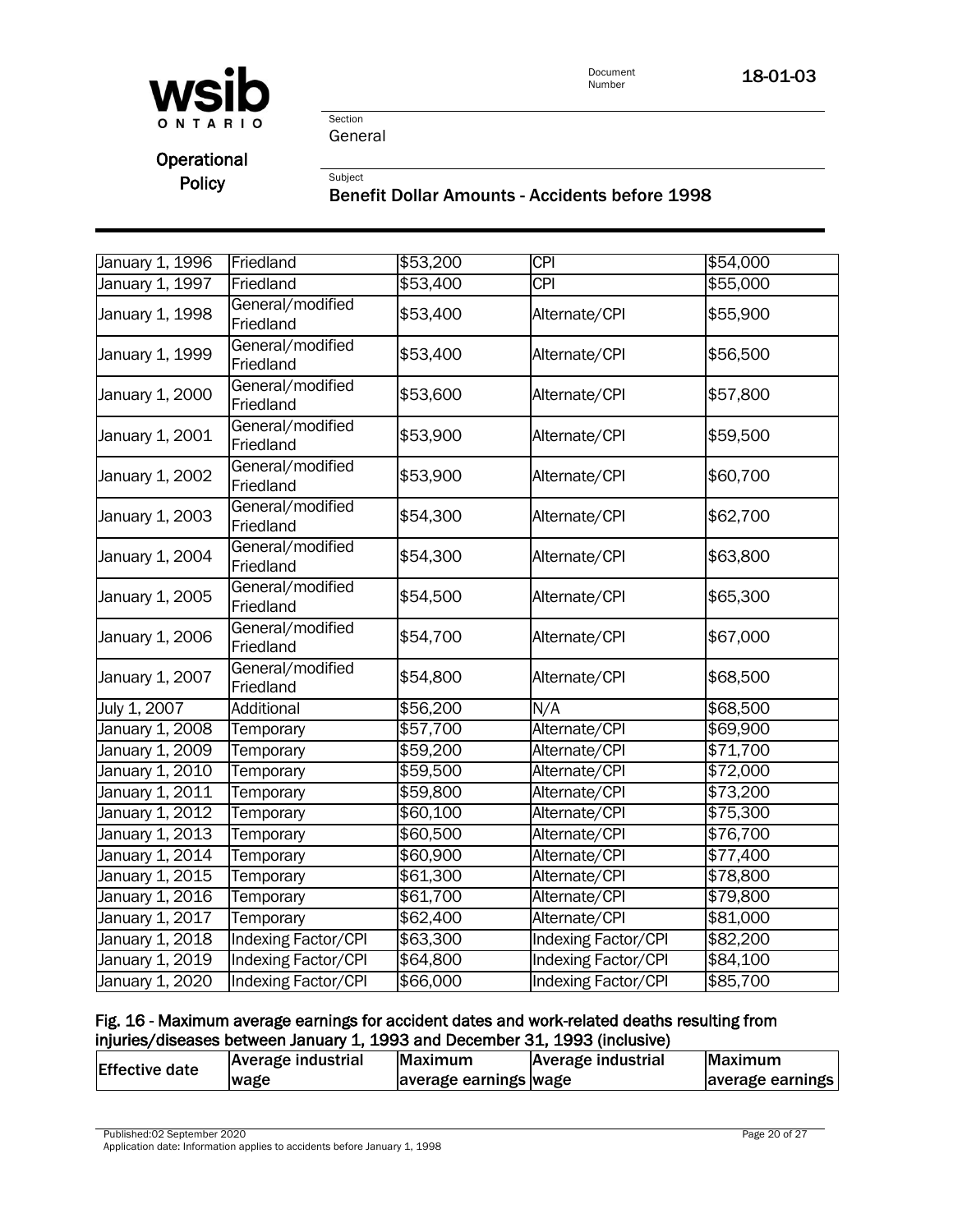| | | | | |
|---|---|---|---|---|
| January 1, 1996 | Friedland | \$53,200 | CPI | \$54,000 |
| January 1, 1997 | Friedland | \$53,400 | CPI | \$55,000 |
| January 1, 1998 | General/modified Friedland | \$53,400 | Alternate/CPI | \$55,900 |
| January 1, 1999 | General/modified Friedland | \$53,400 | Alternate/CPI | \$56,500 |
| January 1, 2000 | General/modified Friedland | \$53,600 | Alternate/CPI | \$57,800 |
| January 1, 2001 | General/modified Friedland | \$53,900 | Alternate/CPI | \$59,500 |
| January 1, 2002 | General/modified Friedland | \$53,900 | Alternate/CPI | \$60,700 |
| January 1, 2003 | General/modified Friedland | \$54,300 | Alternate/CPI | \$62,700 |
| January 1, 2004 | General/modified Friedland | \$54,300 | Alternate/CPI | \$63,800 |
| January 1, 2005 | General/modified Friedland | \$54,500 | Alternate/CPI | \$65,300 |
| January 1, 2006 | General/modified Friedland | \$54,700 | Alternate/CPI | \$67,000 |
| January 1, 2007 | General/modified Friedland | \$54,800 | Alternate/CPI | \$68,500 |
| July 1, 2007 | Additional | \$56,200 | N/A | \$68,500 |
| January 1, 2008 | Temporary | \$57,700 | Alternate/CPI | \$69,900 |
| January 1, 2009 | Temporary | \$59,200 | Alternate/CPI | \$71,700 |
| January 1, 2010 | Temporary | \$59,500 | Alternate/CPI | \$72,000 |
| January 1, 2011 | Temporary | \$59,800 | Alternate/CPI | \$73,200 |
| January 1, 2012 | Temporary | \$60,100 | Alternate/CPI | \$75,300 |
| January 1, 2013 | Temporary | \$60,500 | Alternate/CPI | \$76,700 |
| January 1, 2014 | Temporary | \$60,900 | Alternate/CPI | \$77,400 |
| January 1, 2015 | Temporary | \$61,300 | Alternate/CPI | \$78,800 |
| January 1, 2016 | Temporary | \$61,700 | Alternate/CPI | \$79,800 |
| January 1, 2017 | Temporary | \$62,400 | Alternate/CPI | \$81,000 |
| January 1, 2018 | Indexing Factor/CPI | \$63,300 | Indexing Factor/CPI | \$82,200 |
| January 1, 2019 | Indexing Factor/CPI | \$64,800 | Indexing Factor/CPI | \$84,100 |
| January 1, 2020 | Indexing Factor/CPI | \$66,000 | Indexing Factor/CPI | \$85,700 |

**Fig. 16 - Maximum average earnings for accident dates and work-related deaths resulting from injuries/diseases between January 1, 1993 and December 31, 1993 (inclusive)**

| Effective date | Average industrial wage | Maximum average earnings | Average industrial wage | Maximum average earnings |
|---|---|---|---|---|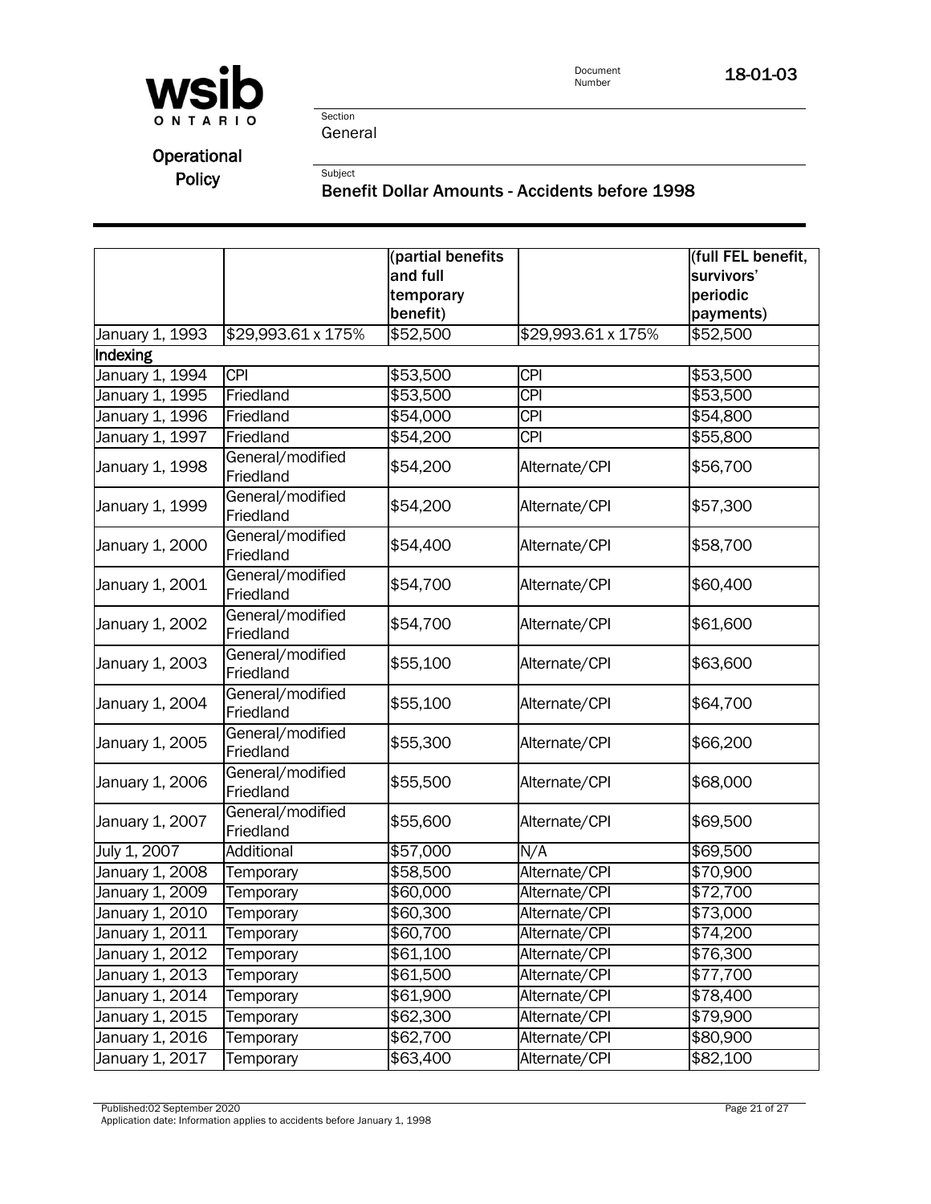| | | (partial benefits and full temporary benefit) | | (full FEL benefit, survivors' periodic payments) |
|---|---|---|---|---|
| January 1, 1993 | $29,993.61 x 175% | $52,500 | $29,993.61 x 175% | $52,500 |
| **Indexing** | | | | |
| January 1, 1994 | CPI | $53,500 | CPI | $53,500 |
| January 1, 1995 | Friedland | $53,500 | CPI | $53,500 |
| January 1, 1996 | Friedland | $54,000 | CPI | $54,800 |
| January 1, 1997 | Friedland | $54,200 | CPI | $55,800 |
| January 1, 1998 | General/modified Friedland | $54,200 | Alternate/CPI | $56,700 |
| January 1, 1999 | General/modified Friedland | $54,200 | Alternate/CPI | $57,300 |
| January 1, 2000 | General/modified Friedland | $54,400 | Alternate/CPI | $58,700 |
| January 1, 2001 | General/modified Friedland | $54,700 | Alternate/CPI | $60,400 |
| January 1, 2002 | General/modified Friedland | $54,700 | Alternate/CPI | $61,600 |
| January 1, 2003 | General/modified Friedland | $55,100 | Alternate/CPI | $63,600 |
| January 1, 2004 | General/modified Friedland | $55,100 | Alternate/CPI | $64,700 |
| January 1, 2005 | General/modified Friedland | $55,300 | Alternate/CPI | $66,200 |
| January 1, 2006 | General/modified Friedland | $55,500 | Alternate/CPI | $68,000 |
| January 1, 2007 | General/modified Friedland | $55,600 | Alternate/CPI | $69,500 |
| July 1, 2007 | Additional | $57,000 | N/A | $69,500 |
| January 1, 2008 | Temporary | $58,500 | Alternate/CPI | $70,900 |
| January 1, 2009 | Temporary | $60,000 | Alternate/CPI | $72,700 |
| January 1, 2010 | Temporary | $60,300 | Alternate/CPI | $73,000 |
| January 1, 2011 | Temporary | $60,700 | Alternate/CPI | $74,200 |
| January 1, 2012 | Temporary | $61,100 | Alternate/CPI | $76,300 |
| January 1, 2013 | Temporary | $61,500 | Alternate/CPI | $77,700 |
| January 1, 2014 | Temporary | $61,900 | Alternate/CPI | $78,400 |
| January 1, 2015 | Temporary | $62,300 | Alternate/CPI | $79,900 |
| January 1, 2016 | Temporary | $62,700 | Alternate/CPI | $80,900 |
| January 1, 2017 | Temporary | $63,400 | Alternate/CPI | $82,100 |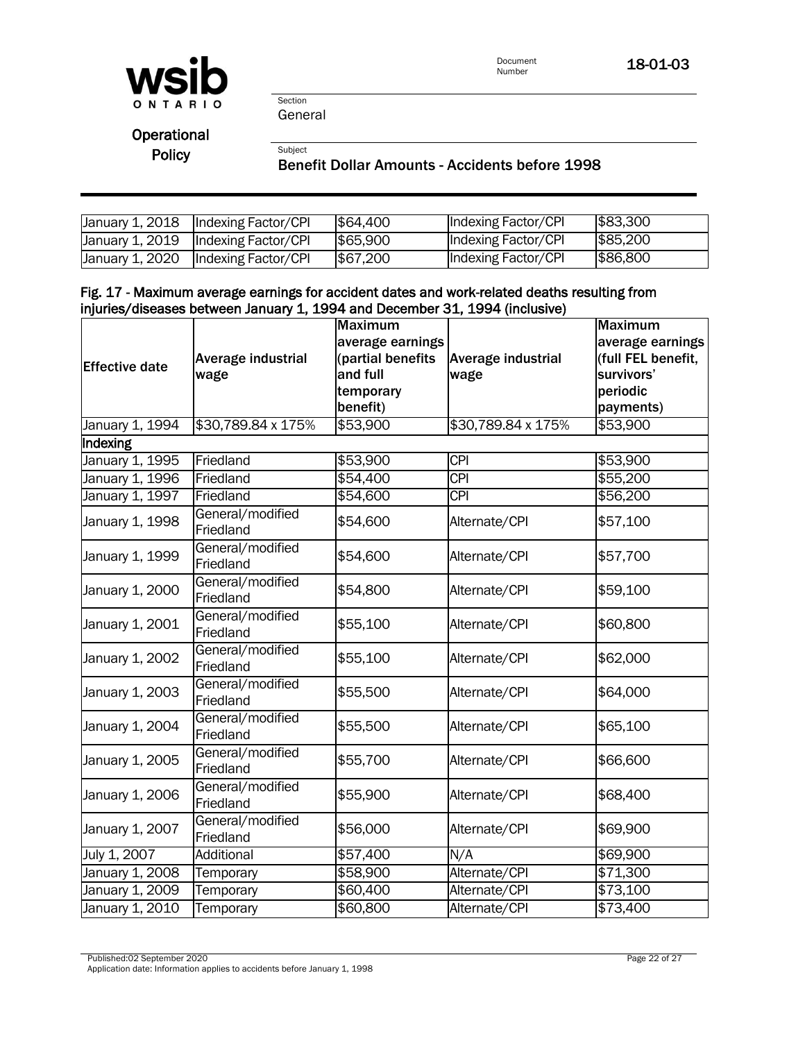| | | | | |
|---|---|---|---|---|
| January 1, 2018 | Indexing Factor/CPI | $64,400 | Indexing Factor/CPI | $83,300 |
| January 1, 2019 | Indexing Factor/CPI | $65,900 | Indexing Factor/CPI | $85,200 |
| January 1, 2020 | Indexing Factor/CPI | $67,200 | Indexing Factor/CPI | $86,800 |

**Fig. 17 - Maximum average earnings for accident dates and work-related deaths resulting from injuries/diseases between January 1, 1994 and December 31, 1994 (inclusive)**

| Effective date | Average industrial wage | Maximum average earnings (partial benefits and full temporary benefit) | Average industrial wage | Maximum average earnings (full FEL benefit, survivors' periodic payments) |
|---|---|---|---|---|
| January 1, 1994 | $30,789.84 x 175% | $53,900 | $30,789.84 x 175% | $53,900 |
| **Indexing** | | | | |
| January 1, 1995 | Friedland | $53,900 | CPI | $53,900 |
| January 1, 1996 | Friedland | $54,400 | CPI | $55,200 |
| January 1, 1997 | Friedland | $54,600 | CPI | $56,200 |
| January 1, 1998 | General/modified Friedland | $54,600 | Alternate/CPI | $57,100 |
| January 1, 1999 | General/modified Friedland | $54,600 | Alternate/CPI | $57,700 |
| January 1, 2000 | General/modified Friedland | $54,800 | Alternate/CPI | $59,100 |
| January 1, 2001 | General/modified Friedland | $55,100 | Alternate/CPI | $60,800 |
| January 1, 2002 | General/modified Friedland | $55,100 | Alternate/CPI | $62,000 |
| January 1, 2003 | General/modified Friedland | $55,500 | Alternate/CPI | $64,000 |
| January 1, 2004 | General/modified Friedland | $55,500 | Alternate/CPI | $65,100 |
| January 1, 2005 | General/modified Friedland | $55,700 | Alternate/CPI | $66,600 |
| January 1, 2006 | General/modified Friedland | $55,900 | Alternate/CPI | $68,400 |
| January 1, 2007 | General/modified Friedland | $56,000 | Alternate/CPI | $69,900 |
| July 1, 2007 | Additional | $57,400 | N/A | $69,900 |
| January 1, 2008 | Temporary | $58,900 | Alternate/CPI | $71,300 |
| January 1, 2009 | Temporary | $60,400 | Alternate/CPI | $73,100 |
| January 1, 2010 | Temporary | $60,800 | Alternate/CPI | $73,400 |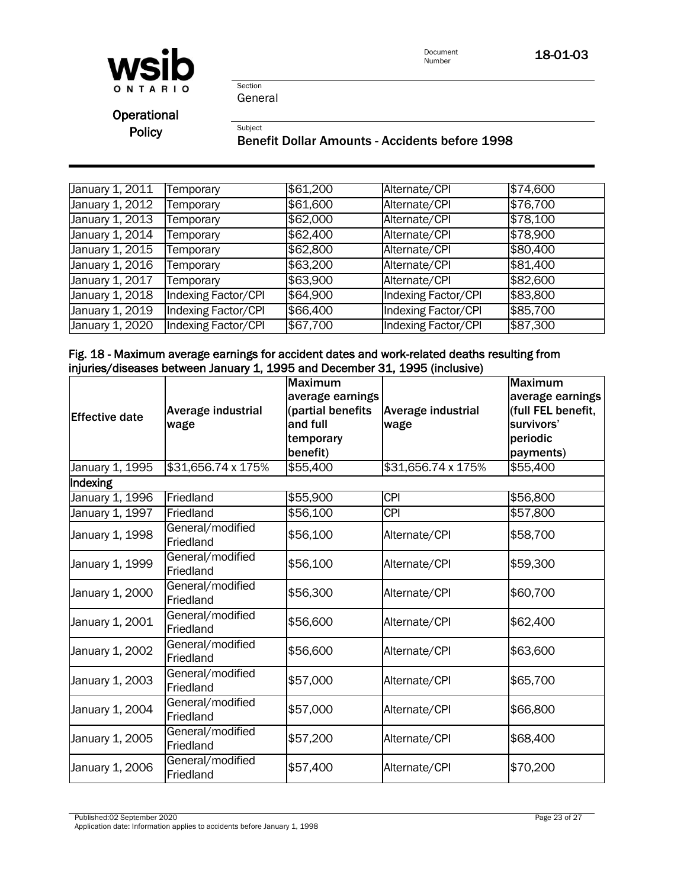| | | | | |
|---|---|---|---|---|
| January 1, 2011 | Temporary | \$61,200 | Alternate/CPI | \$74,600 |
| January 1, 2012 | Temporary | \$61,600 | Alternate/CPI | \$76,700 |
| January 1, 2013 | Temporary | \$62,000 | Alternate/CPI | \$78,100 |
| January 1, 2014 | Temporary | \$62,400 | Alternate/CPI | \$78,900 |
| January 1, 2015 | Temporary | \$62,800 | Alternate/CPI | \$80,400 |
| January 1, 2016 | Temporary | \$63,200 | Alternate/CPI | \$81,400 |
| January 1, 2017 | Temporary | \$63,900 | Alternate/CPI | \$82,600 |
| January 1, 2018 | Indexing Factor/CPI | \$64,900 | Indexing Factor/CPI | \$83,800 |
| January 1, 2019 | Indexing Factor/CPI | \$66,400 | Indexing Factor/CPI | \$85,700 |
| January 1, 2020 | Indexing Factor/CPI | \$67,700 | Indexing Factor/CPI | \$87,300 |

**Fig. 18 - Maximum average earnings for accident dates and work-related deaths resulting from injuries/diseases between January 1, 1995 and December 31, 1995 (inclusive)**

| Effective date | Average industrial wage | Maximum average earnings (partial benefits and full temporary benefit) | Average industrial wage | Maximum average earnings (full FEL benefit, survivors' periodic payments) |
|---|---|---|---|---|
| January 1, 1995 | \$31,656.74 x 175% | \$55,400 | \$31,656.74 x 175% | \$55,400 |
| Indexing | | | | |
| January 1, 1996 | Friedland | \$55,900 | CPI | \$56,800 |
| January 1, 1997 | Friedland | \$56,100 | CPI | \$57,800 |
| January 1, 1998 | General/modified Friedland | \$56,100 | Alternate/CPI | \$58,700 |
| January 1, 1999 | General/modified Friedland | \$56,100 | Alternate/CPI | \$59,300 |
| January 1, 2000 | General/modified Friedland | \$56,300 | Alternate/CPI | \$60,700 |
| January 1, 2001 | General/modified Friedland | \$56,600 | Alternate/CPI | \$62,400 |
| January 1, 2002 | General/modified Friedland | \$56,600 | Alternate/CPI | \$63,600 |
| January 1, 2003 | General/modified Friedland | \$57,000 | Alternate/CPI | \$65,700 |
| January 1, 2004 | General/modified Friedland | \$57,000 | Alternate/CPI | \$66,800 |
| January 1, 2005 | General/modified Friedland | \$57,200 | Alternate/CPI | \$68,400 |
| January 1, 2006 | General/modified Friedland | \$57,400 | Alternate/CPI | \$70,200 |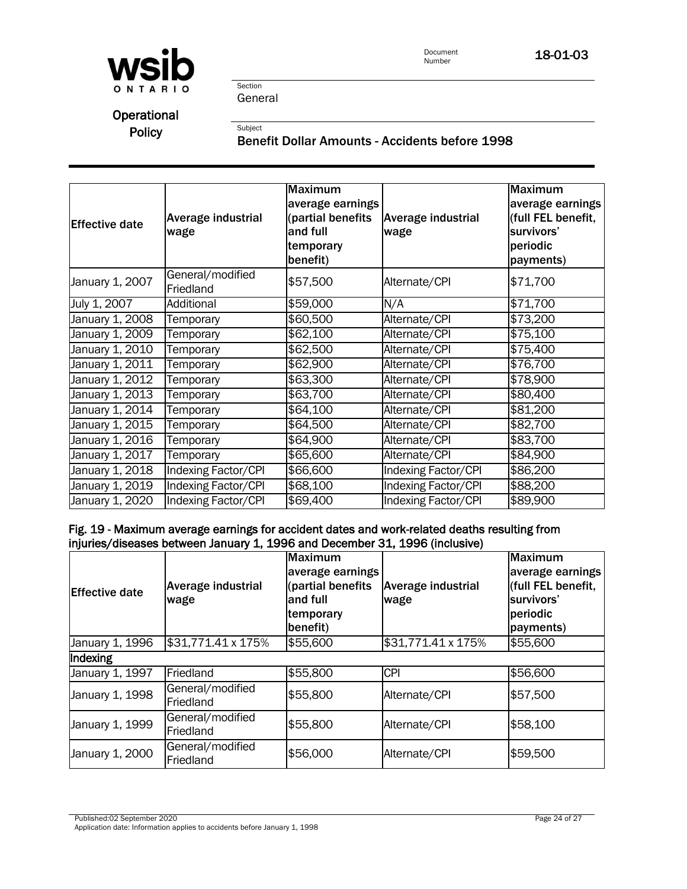| Effective date | Average industrial wage | Maximum average earnings (partial benefits and full temporary benefit) | Average industrial wage | Maximum average earnings (full FEL benefit, survivors' periodic payments) |
|---|---|---|---|---|
| January 1, 2007 | General/modified Friedland | $57,500 | Alternate/CPI | $71,700 |
| July 1, 2007 | Additional | $59,000 | N/A | $71,700 |
| January 1, 2008 | Temporary | $60,500 | Alternate/CPI | $73,200 |
| January 1, 2009 | Temporary | $62,100 | Alternate/CPI | $75,100 |
| January 1, 2010 | Temporary | $62,500 | Alternate/CPI | $75,400 |
| January 1, 2011 | Temporary | $62,900 | Alternate/CPI | $76,700 |
| January 1, 2012 | Temporary | $63,300 | Alternate/CPI | $78,900 |
| January 1, 2013 | Temporary | $63,700 | Alternate/CPI | $80,400 |
| January 1, 2014 | Temporary | $64,100 | Alternate/CPI | $81,200 |
| January 1, 2015 | Temporary | $64,500 | Alternate/CPI | $82,700 |
| January 1, 2016 | Temporary | $64,900 | Alternate/CPI | $83,700 |
| January 1, 2017 | Temporary | $65,600 | Alternate/CPI | $84,900 |
| January 1, 2018 | Indexing Factor/CPI | $66,600 | Indexing Factor/CPI | $86,200 |
| January 1, 2019 | Indexing Factor/CPI | $68,100 | Indexing Factor/CPI | $88,200 |
| January 1, 2020 | Indexing Factor/CPI | $69,400 | Indexing Factor/CPI | $89,900 |

**Fig. 19 - Maximum average earnings for accident dates and work-related deaths resulting from injuries/diseases between January 1, 1996 and December 31, 1996 (inclusive)**

| Effective date | Average industrial wage | Maximum average earnings (partial benefits and full temporary benefit) | Average industrial wage | Maximum average earnings (full FEL benefit, survivors' periodic payments) |
|---|---|---|---|---|
| January 1, 1996 | $31,771.41 x 175% | $55,600 | $31,771.41 x 175% | $55,600 |
| Indexing | | | | |
| January 1, 1997 | Friedland | $55,800 | CPI | $56,600 |
| January 1, 1998 | General/modified Friedland | $55,800 | Alternate/CPI | $57,500 |
| January 1, 1999 | General/modified Friedland | $55,800 | Alternate/CPI | $58,100 |
| January 1, 2000 | General/modified Friedland | $56,000 | Alternate/CPI | $59,500 |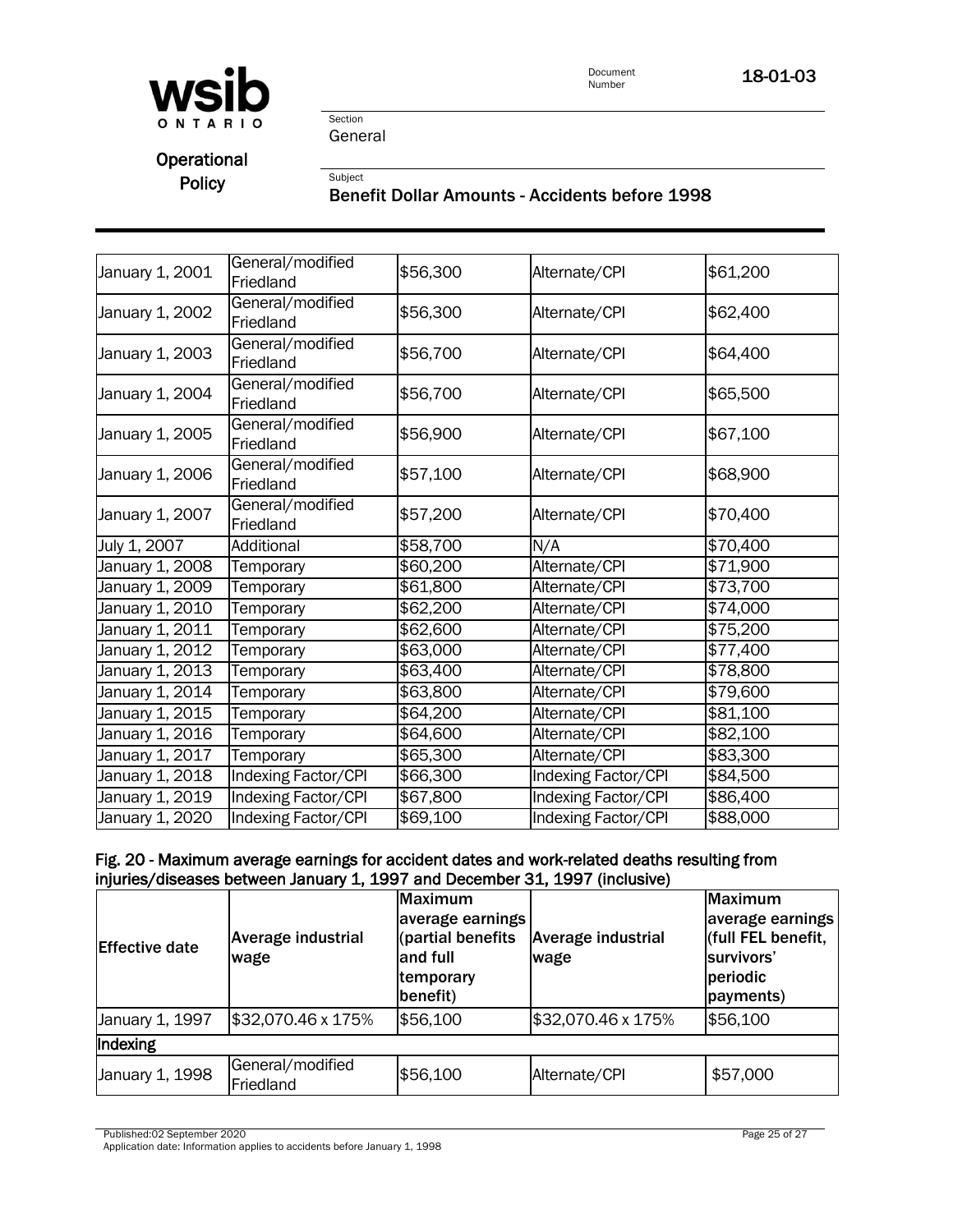| | | | | |
|---|---|---|---|---|
| January 1, 2001 | General/modified Friedland | $56,300 | Alternate/CPI | $61,200 |
| January 1, 2002 | General/modified Friedland | $56,300 | Alternate/CPI | $62,400 |
| January 1, 2003 | General/modified Friedland | $56,700 | Alternate/CPI | $64,400 |
| January 1, 2004 | General/modified Friedland | $56,700 | Alternate/CPI | $65,500 |
| January 1, 2005 | General/modified Friedland | $56,900 | Alternate/CPI | $67,100 |
| January 1, 2006 | General/modified Friedland | $57,100 | Alternate/CPI | $68,900 |
| January 1, 2007 | General/modified Friedland | $57,200 | Alternate/CPI | $70,400 |
| July 1, 2007 | Additional | $58,700 | N/A | $70,400 |
| January 1, 2008 | Temporary | $60,200 | Alternate/CPI | $71,900 |
| January 1, 2009 | Temporary | $61,800 | Alternate/CPI | $73,700 |
| January 1, 2010 | Temporary | $62,200 | Alternate/CPI | $74,000 |
| January 1, 2011 | Temporary | $62,600 | Alternate/CPI | $75,200 |
| January 1, 2012 | Temporary | $63,000 | Alternate/CPI | $77,400 |
| January 1, 2013 | Temporary | $63,400 | Alternate/CPI | $78,800 |
| January 1, 2014 | Temporary | $63,800 | Alternate/CPI | $79,600 |
| January 1, 2015 | Temporary | $64,200 | Alternate/CPI | $81,100 |
| January 1, 2016 | Temporary | $64,600 | Alternate/CPI | $82,100 |
| January 1, 2017 | Temporary | $65,300 | Alternate/CPI | $83,300 |
| January 1, 2018 | Indexing Factor/CPI | $66,300 | Indexing Factor/CPI | $84,500 |
| January 1, 2019 | Indexing Factor/CPI | $67,800 | Indexing Factor/CPI | $86,400 |
| January 1, 2020 | Indexing Factor/CPI | $69,100 | Indexing Factor/CPI | $88,000 |

**Fig. 20 - Maximum average earnings for accident dates and work-related deaths resulting from injuries/diseases between January 1, 1997 and December 31, 1997 (inclusive)**

| Effective date | Average industrial wage | Maximum average earnings (partial benefits and full temporary benefit) | Average industrial wage | Maximum average earnings (full FEL benefit, survivors' periodic payments) |
|---|---|---|---|---|
| January 1, 1997 | $32,070.46 x 175% | $56,100 | $32,070.46 x 175% | $56,100 |
| **Indexing** | | | | |
| January 1, 1998 | General/modified Friedland | $56,100 | Alternate/CPI | $57,000 |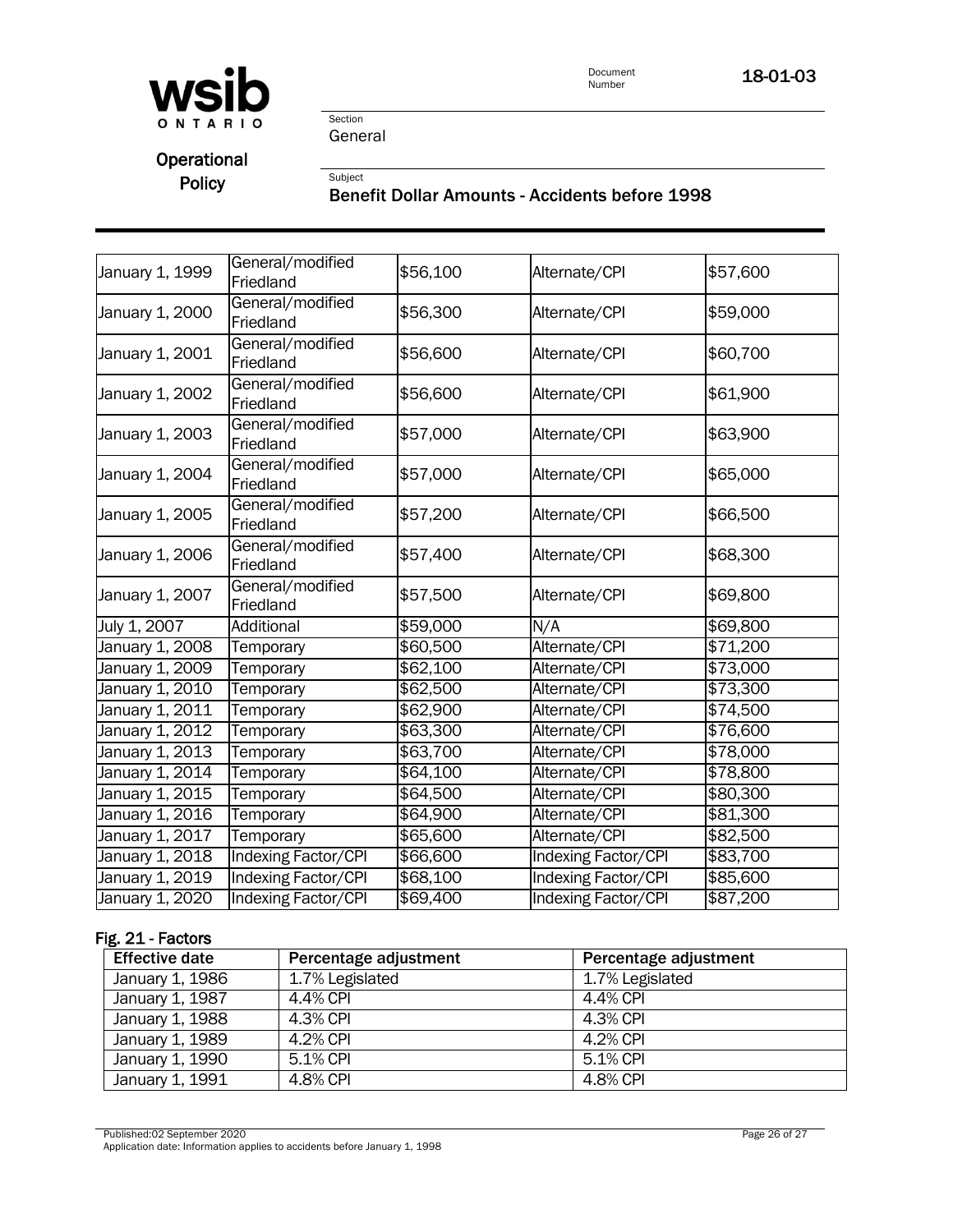| January 1, 1999 | General/modified Friedland | $56,100 | Alternate/CPI | $57,600 |
|---|---|---|---|---|
| January 1, 2000 | General/modified Friedland | $56,300 | Alternate/CPI | $59,000 |
| January 1, 2001 | General/modified Friedland | $56,600 | Alternate/CPI | $60,700 |
| January 1, 2002 | General/modified Friedland | $56,600 | Alternate/CPI | $61,900 |
| January 1, 2003 | General/modified Friedland | $57,000 | Alternate/CPI | $63,900 |
| January 1, 2004 | General/modified Friedland | $57,000 | Alternate/CPI | $65,000 |
| January 1, 2005 | General/modified Friedland | $57,200 | Alternate/CPI | $66,500 |
| January 1, 2006 | General/modified Friedland | $57,400 | Alternate/CPI | $68,300 |
| January 1, 2007 | General/modified Friedland | $57,500 | Alternate/CPI | $69,800 |
| July 1, 2007 | Additional | $59,000 | N/A | $69,800 |
| January 1, 2008 | Temporary | $60,500 | Alternate/CPI | $71,200 |
| January 1, 2009 | Temporary | $62,100 | Alternate/CPI | $73,000 |
| January 1, 2010 | Temporary | $62,500 | Alternate/CPI | $73,300 |
| January 1, 2011 | Temporary | $62,900 | Alternate/CPI | $74,500 |
| January 1, 2012 | Temporary | $63,300 | Alternate/CPI | $76,600 |
| January 1, 2013 | Temporary | $63,700 | Alternate/CPI | $78,000 |
| January 1, 2014 | Temporary | $64,100 | Alternate/CPI | $78,800 |
| January 1, 2015 | Temporary | $64,500 | Alternate/CPI | $80,300 |
| January 1, 2016 | Temporary | $64,900 | Alternate/CPI | $81,300 |
| January 1, 2017 | Temporary | $65,600 | Alternate/CPI | $82,500 |
| January 1, 2018 | Indexing Factor/CPI | $66,600 | Indexing Factor/CPI | $83,700 |
| January 1, 2019 | Indexing Factor/CPI | $68,100 | Indexing Factor/CPI | $85,600 |
| January 1, 2020 | Indexing Factor/CPI | $69,400 | Indexing Factor/CPI | $87,200 |

### Fig. 21 - Factors

| Effective date | Percentage adjustment | Percentage adjustment |
|---|---|---|
| January 1, 1986 | 1.7% Legislated | 1.7% Legislated |
| January 1, 1987 | 4.4% CPI | 4.4% CPI |
| January 1, 1988 | 4.3% CPI | 4.3% CPI |
| January 1, 1989 | 4.2% CPI | 4.2% CPI |
| January 1, 1990 | 5.1% CPI | 5.1% CPI |
| January 1, 1991 | 4.8% CPI | 4.8% CPI |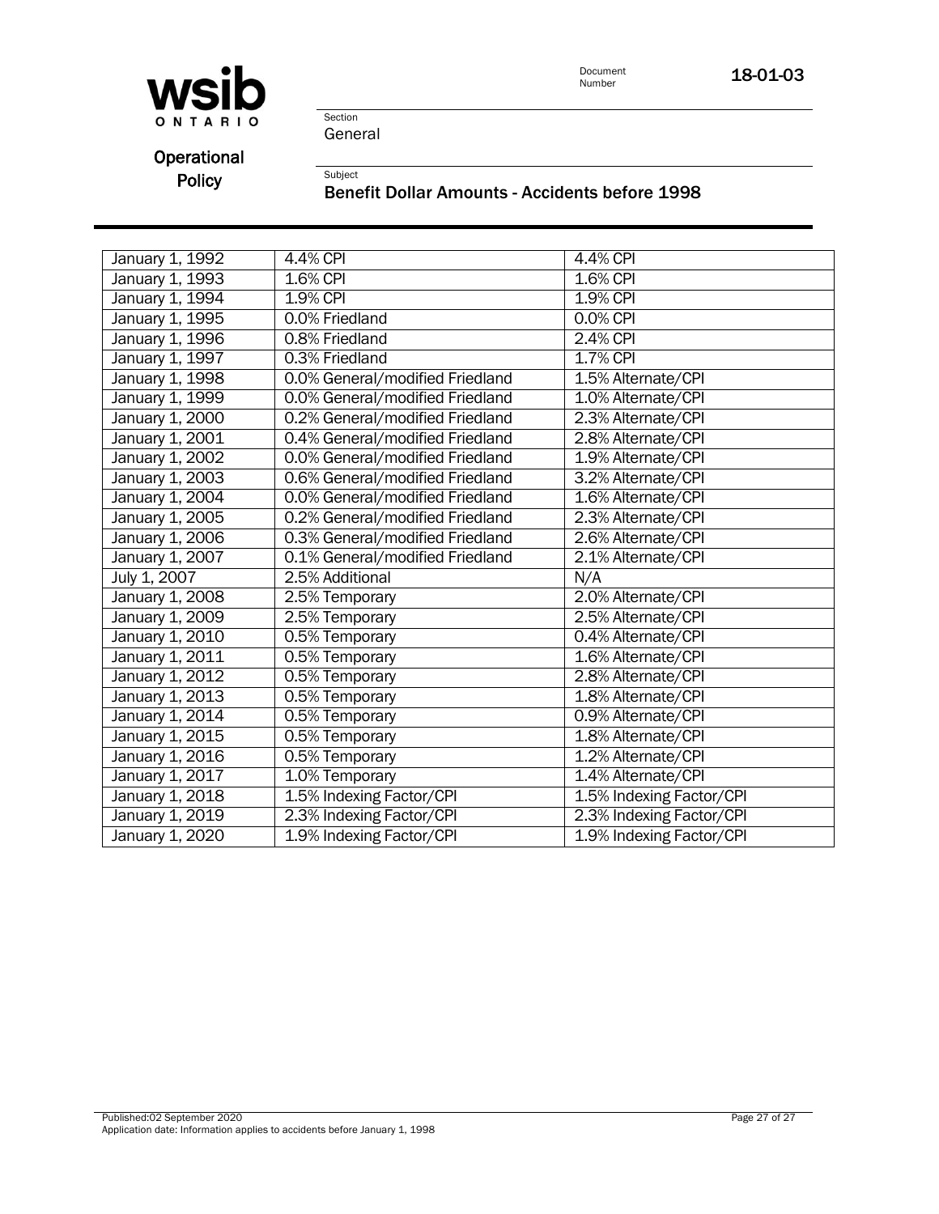| | | |
|---|---|---|
| January 1, 1992 | 4.4% CPI | 4.4% CPI |
| January 1, 1993 | 1.6% CPI | 1.6% CPI |
| January 1, 1994 | 1.9% CPI | 1.9% CPI |
| January 1, 1995 | 0.0% Friedland | 0.0% CPI |
| January 1, 1996 | 0.8% Friedland | 2.4% CPI |
| January 1, 1997 | 0.3% Friedland | 1.7% CPI |
| January 1, 1998 | 0.0% General/modified Friedland | 1.5% Alternate/CPI |
| January 1, 1999 | 0.0% General/modified Friedland | 1.0% Alternate/CPI |
| January 1, 2000 | 0.2% General/modified Friedland | 2.3% Alternate/CPI |
| January 1, 2001 | 0.4% General/modified Friedland | 2.8% Alternate/CPI |
| January 1, 2002 | 0.0% General/modified Friedland | 1.9% Alternate/CPI |
| January 1, 2003 | 0.6% General/modified Friedland | 3.2% Alternate/CPI |
| January 1, 2004 | 0.0% General/modified Friedland | 1.6% Alternate/CPI |
| January 1, 2005 | 0.2% General/modified Friedland | 2.3% Alternate/CPI |
| January 1, 2006 | 0.3% General/modified Friedland | 2.6% Alternate/CPI |
| January 1, 2007 | 0.1% General/modified Friedland | 2.1% Alternate/CPI |
| July 1, 2007 | 2.5% Additional | N/A |
| January 1, 2008 | 2.5% Temporary | 2.0% Alternate/CPI |
| January 1, 2009 | 2.5% Temporary | 2.5% Alternate/CPI |
| January 1, 2010 | 0.5% Temporary | 0.4% Alternate/CPI |
| January 1, 2011 | 0.5% Temporary | 1.6% Alternate/CPI |
| January 1, 2012 | 0.5% Temporary | 2.8% Alternate/CPI |
| January 1, 2013 | 0.5% Temporary | 1.8% Alternate/CPI |
| January 1, 2014 | 0.5% Temporary | 0.9% Alternate/CPI |
| January 1, 2015 | 0.5% Temporary | 1.8% Alternate/CPI |
| January 1, 2016 | 0.5% Temporary | 1.2% Alternate/CPI |
| January 1, 2017 | 1.0% Temporary | 1.4% Alternate/CPI |
| January 1, 2018 | 1.5% Indexing Factor/CPI | 1.5% Indexing Factor/CPI |
| January 1, 2019 | 2.3% Indexing Factor/CPI | 2.3% Indexing Factor/CPI |
| January 1, 2020 | 1.9% Indexing Factor/CPI | 1.9% Indexing Factor/CPI |